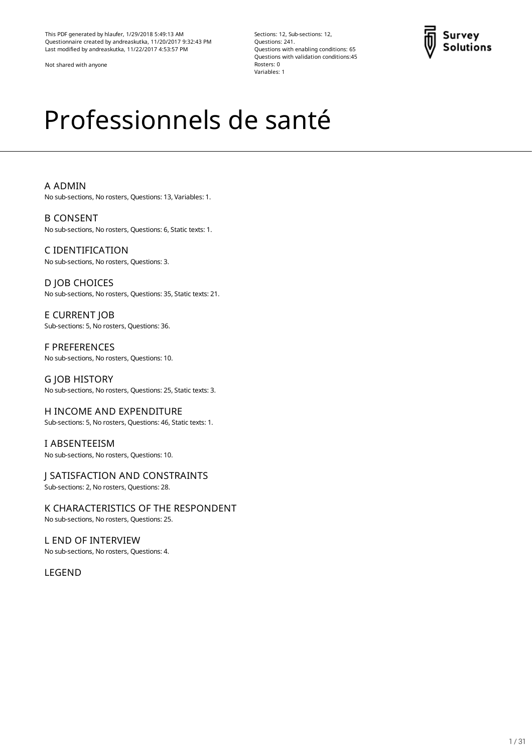This PDF generated by hlaufer, 1/29/2018 5:49:13 AM
Questionnaire created by andreaskutka, 11/20/2017 9:32:43 PM
Last modified by andreaskutka, 11/22/2017 4:53:57 PM

Not shared with anyone

Sections: 12, Sub-sections: 12,
Questions: 241.
Questions with enabling conditions: 65
Questions with validation conditions:45
Rosters: 0
Variables: 1

Survey Solutions

# Professionnels de santé

## A ADMIN
No sub-sections, No rosters, Questions: 13, Variables: 1.

## B CONSENT
No sub-sections, No rosters, Questions: 6, Static texts: 1.

## C IDENTIFICATION
No sub-sections, No rosters, Questions: 3.

## D JOB CHOICES
No sub-sections, No rosters, Questions: 35, Static texts: 21.

## E CURRENT JOB
Sub-sections: 5, No rosters, Questions: 36.

## F PREFERENCES
No sub-sections, No rosters, Questions: 10.

## G JOB HISTORY
No sub-sections, No rosters, Questions: 25, Static texts: 3.

## H INCOME AND EXPENDITURE
Sub-sections: 5, No rosters, Questions: 46, Static texts: 1.

## I ABSENTEEISM
No sub-sections, No rosters, Questions: 10.

## J SATISFACTION AND CONSTRAINTS
Sub-sections: 2, No rosters, Questions: 28.

## K CHARACTERISTICS OF THE RESPONDENT
No sub-sections, No rosters, Questions: 25.

## L END OF INTERVIEW
No sub-sections, No rosters, Questions: 4.

## LEGEND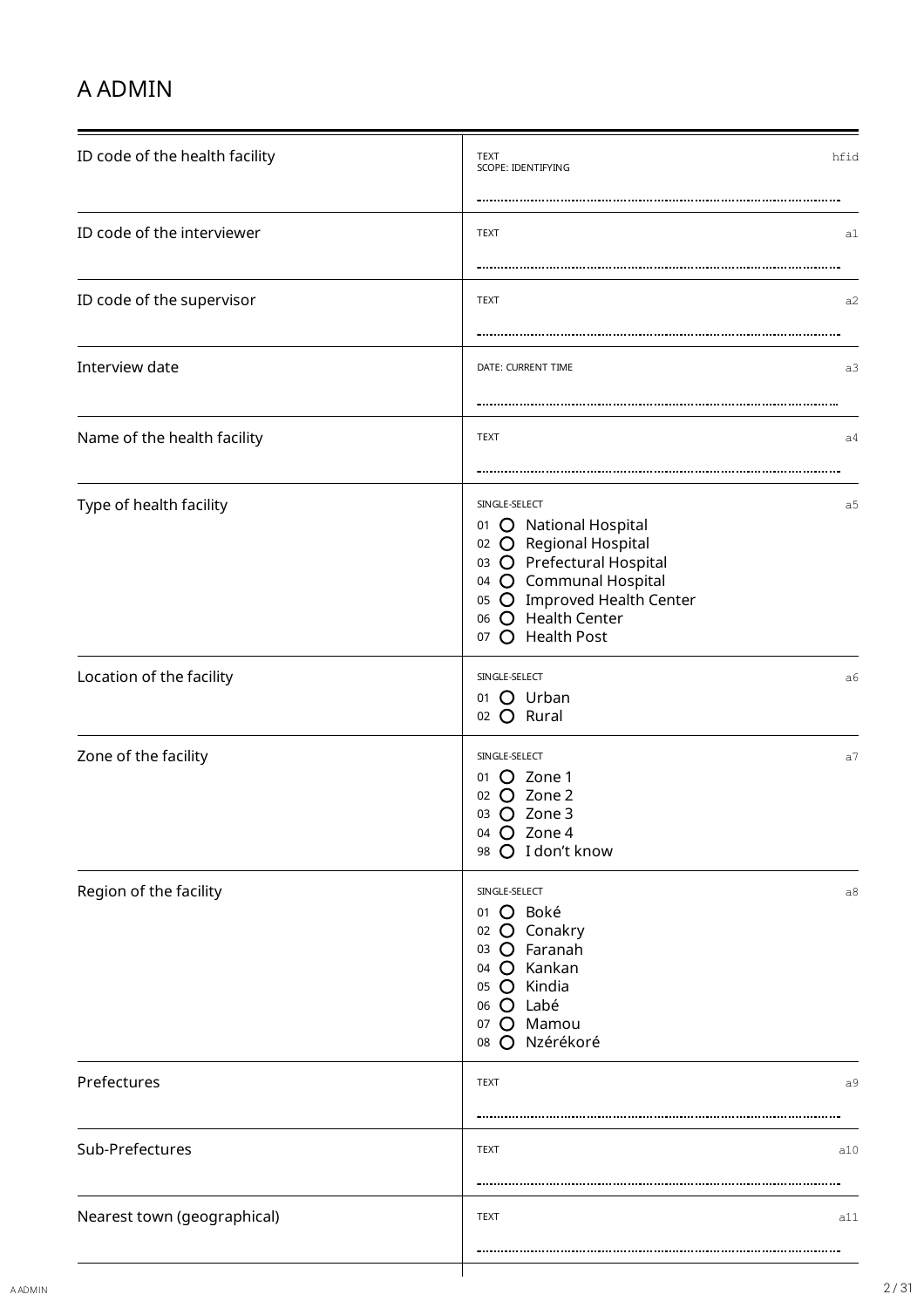# A ADMIN

| | | |
|---|---|---|
| ID code of the health facility | TEXT<br>SCOPE: IDENTIFYING | hfid |
| ID code of the interviewer | TEXT | a1 |
| ID code of the supervisor | TEXT | a2 |
| Interview date | DATE: CURRENT TIME | a3 |
| Name of the health facility | TEXT | a4 |
| Type of health facility | SINGLE-SELECT<br>01 ○ National Hospital<br>02 ○ Regional Hospital<br>03 ○ Prefectural Hospital<br>04 ○ Communal Hospital<br>05 ○ Improved Health Center<br>06 ○ Health Center<br>07 ○ Health Post | a5 |
| Location of the facility | SINGLE-SELECT<br>01 ○ Urban<br>02 ○ Rural | a6 |
| Zone of the facility | SINGLE-SELECT<br>01 ○ Zone 1<br>02 ○ Zone 2<br>03 ○ Zone 3<br>04 ○ Zone 4<br>98 ○ I don't know | a7 |
| Region of the facility | SINGLE-SELECT<br>01 ○ Boké<br>02 ○ Conakry<br>03 ○ Faranah<br>04 ○ Kankan<br>05 ○ Kindia<br>06 ○ Labé<br>07 ○ Mamou<br>08 ○ Nzérékoré | a8 |
| Prefectures | TEXT | a9 |
| Sub-Prefectures | TEXT | a10 |
| Nearest town (geographical) | TEXT | a11 |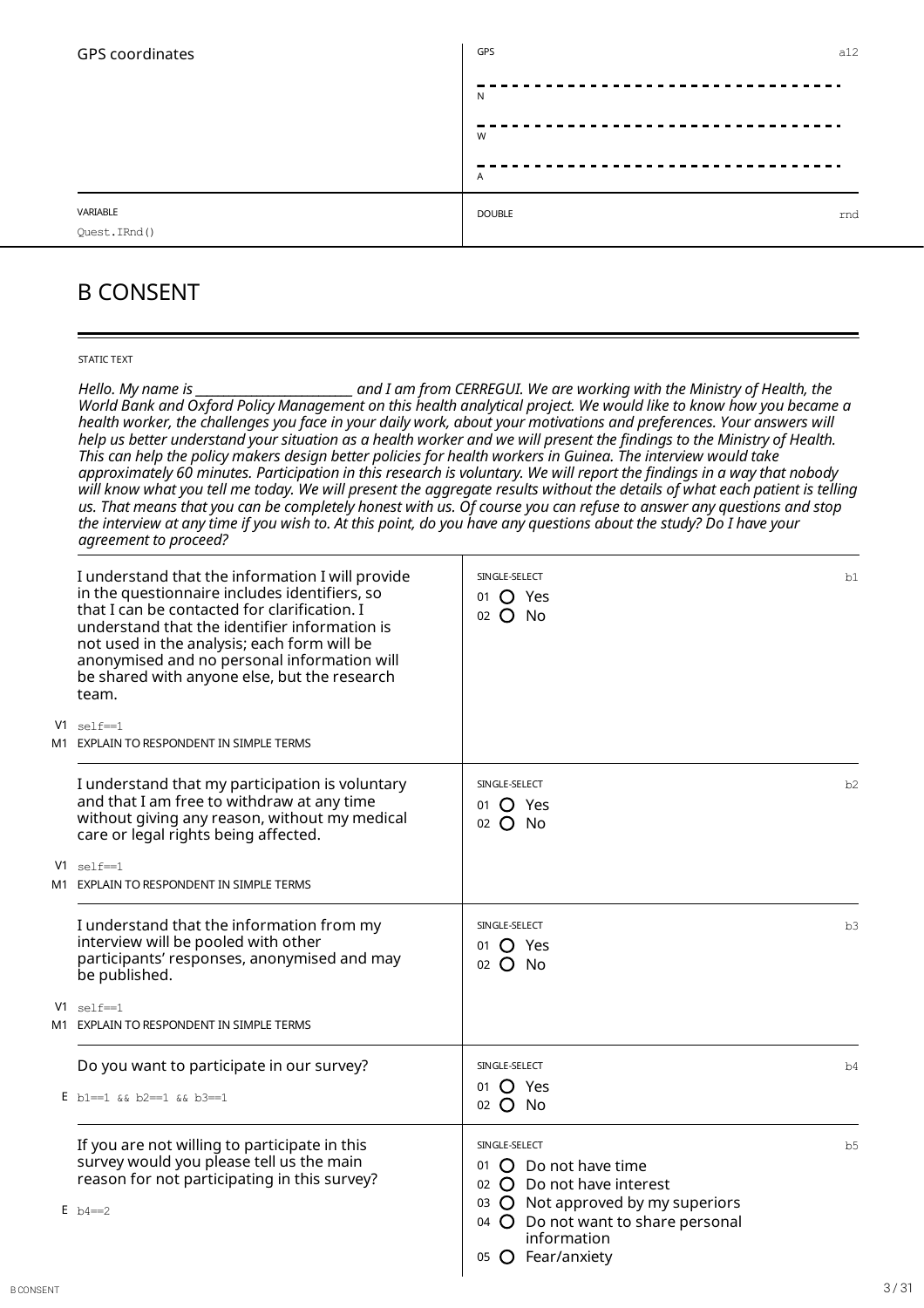| | | |
|---|---|---|
| GPS coordinates | GPS<br>N<br>W<br>A | a12 |
| VARIABLE<br>Quest.IRnd() | DOUBLE | rnd |

# B CONSENT

STATIC TEXT

*Hello. My name is ________________________ and I am from CERREGUI. We are working with the Ministry of Health, the World Bank and Oxford Policy Management on this health analytical project. We would like to know how you became a health worker, the challenges you face in your daily work, about your motivations and preferences. Your answers will help us better understand your situation as a health worker and we will present the findings to the Ministry of Health. This can help the policy makers design better policies for health workers in Guinea. The interview would take approximately 60 minutes. Participation in this research is voluntary. We will report the findings in a way that nobody will know what you tell me today. We will present the aggregate results without the details of what each patient is telling us. That means that you can be completely honest with us. Of course you can refuse to answer any questions and stop the interview at any time if you wish to. At this point, do you have any questions about the study? Do I have your agreement to proceed?*

| | | |
|---|---|---|
| I understand that the information I will provide in the questionnaire includes identifiers, so that I can be contacted for clarification. I understand that the identifier information is not used in the analysis; each form will be anonymised and no personal information will be shared with anyone else, but the research team.<br>V1 `self==1`<br>M1 EXPLAIN TO RESPONDENT IN SIMPLE TERMS | SINGLE-SELECT<br>01 ○ Yes<br>02 ○ No | b1 |
| I understand that my participation is voluntary and that I am free to withdraw at any time without giving any reason, without my medical care or legal rights being affected.<br>V1 `self==1`<br>M1 EXPLAIN TO RESPONDENT IN SIMPLE TERMS | SINGLE-SELECT<br>01 ○ Yes<br>02 ○ No | b2 |
| I understand that the information from my interview will be pooled with other participants' responses, anonymised and may be published.<br>V1 `self==1`<br>M1 EXPLAIN TO RESPONDENT IN SIMPLE TERMS | SINGLE-SELECT<br>01 ○ Yes<br>02 ○ No | b3 |
| Do you want to participate in our survey?<br>E `b1==1 && b2==1 && b3==1` | SINGLE-SELECT<br>01 ○ Yes<br>02 ○ No | b4 |
| If you are not willing to participate in this survey would you please tell us the main reason for not participating in this survey?<br>E `b4==2` | SINGLE-SELECT<br>01 ○ Do not have time<br>02 ○ Do not have interest<br>03 ○ Not approved by my superiors<br>04 ○ Do not want to share personal information<br>05 ○ Fear/anxiety | b5 |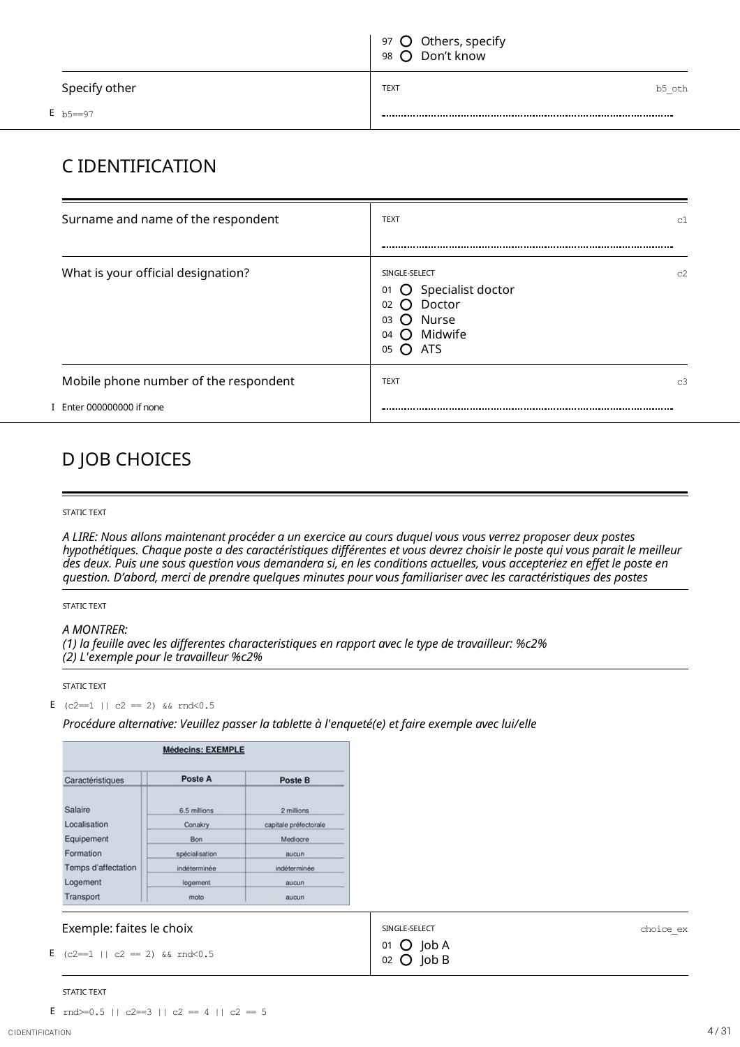| | |
|---|---|
| | 97 ○ Others, specify<br>98 ○ Don't know |
| Specify other<br>E b5==97 | TEXT b5_oth<br>.................................................................................................... |

# C IDENTIFICATION

| | |
|---|---|
| Surname and name of the respondent | TEXT c1<br>.................................................................................................... |
| What is your official designation? | SINGLE-SELECT c2<br>01 ○ Specialist doctor<br>02 ○ Doctor<br>03 ○ Nurse<br>04 ○ Midwife<br>05 ○ ATS |
| Mobile phone number of the respondent<br>I Enter 000000000 if none | TEXT c3<br>.................................................................................................... |

# D JOB CHOICES

STATIC TEXT

*A LIRE: Nous allons maintenant procéder a un exercice au cours duquel vous vous verrez proposer deux postes hypothétiques. Chaque poste a des caractéristiques différentes et vous devrez choisir le poste qui vous parait le meilleur des deux. Puis une sous question vous demandera si, en les conditions actuelles, vous accepteriez en effet le poste en question. D'abord, merci de prendre quelques minutes pour vous familiariser avec les caractéristiques des postes*

STATIC TEXT

*A MONTRER:*
*(1) la feuille avec les differentes characteristiques en rapport avec le type de travailleur: %c2%*
*(2) L'exemple pour le travailleur %c2%*

STATIC TEXT

E (c2==1 || c2 == 2) && rnd<0.5

*Procédure alternative: Veuillez passer la tablette à l'enqueté(e) et faire exemple avec lui/elle*

**Médecins: EXEMPLE**

| Caractéristiques | Poste A | Poste B |
|---|---|---|
| Salaire | 6.5 millions | 2 millions |
| Localisation | Conakry | capitale préfectorale |
| Equipement | Bon | Mediocre |
| Formation | spécialisation | aucun |
| Temps d'affectation | indéterminée | indéterminée |
| Logement | logement | aucun |
| Transport | moto | aucun |

| | |
|---|---|
| Exemple: faites le choix<br>E (c2==1 \|\| c2 == 2) && rnd<0.5 | SINGLE-SELECT choice_ex<br>01 ○ Job A<br>02 ○ Job B |

STATIC TEXT

E rnd>=0.5 || c2==3 || c2 == 4 || c2 == 5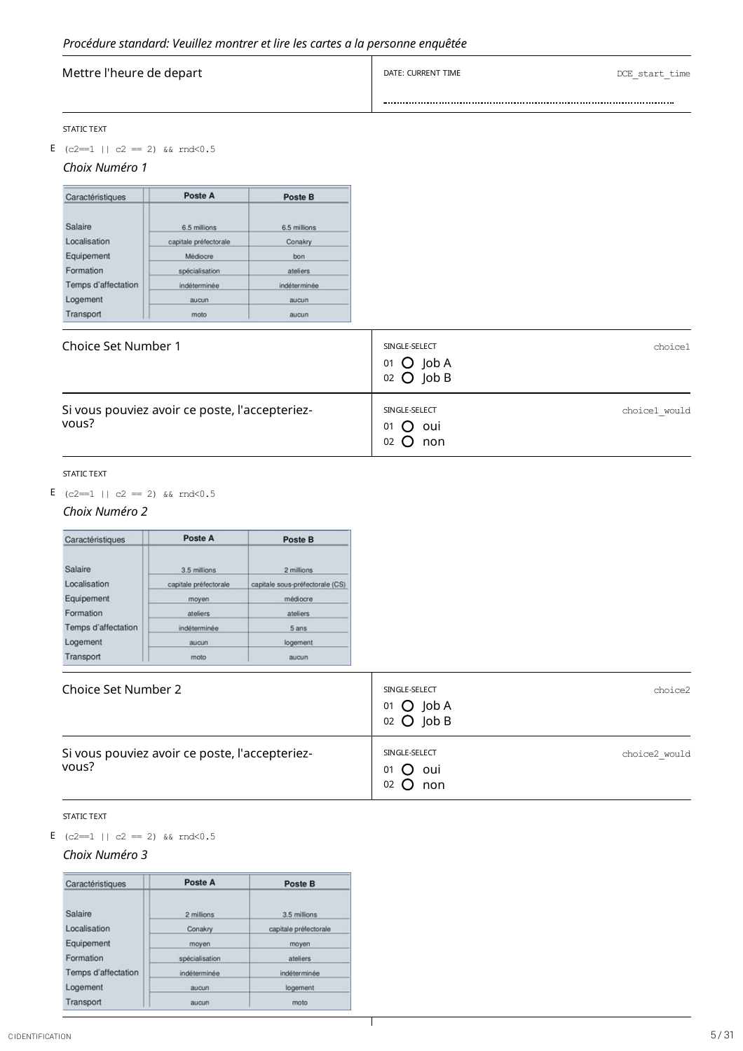*Procédure standard: Veuillez montrer et lire les cartes a la personne enquêtée*

| | | |
|---|---|---|
| Mettre l'heure de depart | DATE: CURRENT TIME | DCE_start_time |

STATIC TEXT

E `(c2==1 || c2 == 2) && rnd<0.5`

*Choix Numéro 1*

| Caractéristiques | Poste A | Poste B |
|---|---|---|
| Salaire | 6.5 millions | 6.5 millions |
| Localisation | capitale préfectorale | Conakry |
| Equipement | Médiocre | bon |
| Formation | spécialisation | ateliers |
| Temps d'affectation | indéterminée | indéterminée |
| Logement | aucun | aucun |
| Transport | moto | aucun |

| | | |
|---|---|---|
| Choice Set Number 1 | SINGLE-SELECT<br>01 ○ Job A<br>02 ○ Job B | choice1 |
| Si vous pouviez avoir ce poste, l'accepteriez-vous? | SINGLE-SELECT<br>01 ○ oui<br>02 ○ non | choice1_would |

STATIC TEXT

E `(c2==1 || c2 == 2) && rnd<0.5`

*Choix Numéro 2*

| Caractéristiques | Poste A | Poste B |
|---|---|---|
| Salaire | 3.5 millions | 2 millions |
| Localisation | capitale préfectorale | capitale sous-préfectorale (CS) |
| Equipement | moyen | médiocre |
| Formation | ateliers | ateliers |
| Temps d'affectation | indéterminée | 5 ans |
| Logement | aucun | logement |
| Transport | moto | aucun |

| | | |
|---|---|---|
| Choice Set Number 2 | SINGLE-SELECT<br>01 ○ Job A<br>02 ○ Job B | choice2 |
| Si vous pouviez avoir ce poste, l'accepteriez-vous? | SINGLE-SELECT<br>01 ○ oui<br>02 ○ non | choice2_would |

STATIC TEXT

E `(c2==1 || c2 == 2) && rnd<0.5`

*Choix Numéro 3*

| Caractéristiques | Poste A | Poste B |
|---|---|---|
| Salaire | 2 millions | 3.5 millions |
| Localisation | Conakry | capitale préfectorale |
| Equipement | moyen | moyen |
| Formation | spécialisation | ateliers |
| Temps d'affectation | indéterminée | indéterminée |
| Logement | aucun | logement |
| Transport | aucun | moto |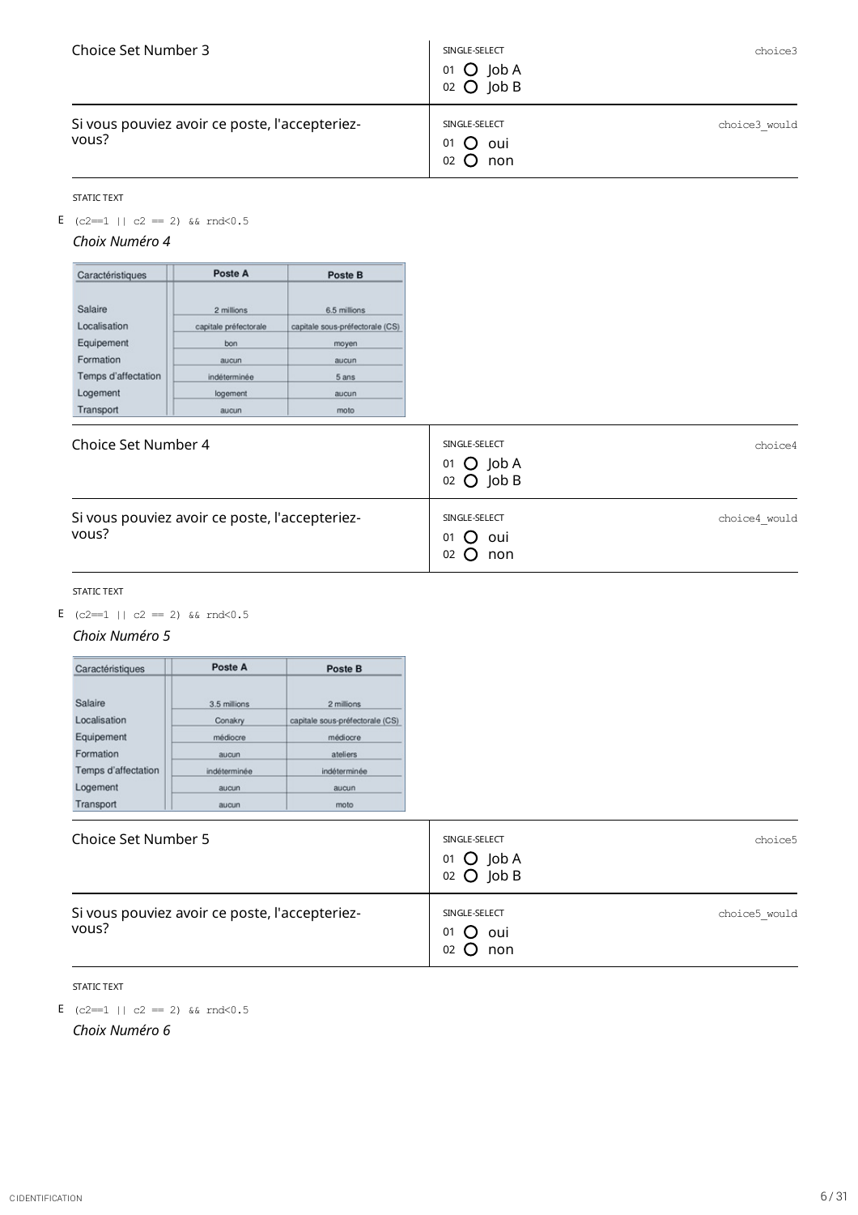| Choice Set Number 3 | SINGLE-SELECT | choice3 |
|---|---|---|
| | 01 ○ Job A<br>02 ○ Job B | |
| Si vous pouviez avoir ce poste, l'accepteriez-vous? | SINGLE-SELECT | choice3_would |
| | 01 ○ oui<br>02 ○ non | |

STATIC TEXT

E `(c2==1 || c2 == 2) && rnd<0.5`

*Choix Numéro 4*

| Caractéristiques | Poste A | Poste B |
|---|---|---|
| Salaire | 2 millions | 6.5 millions |
| Localisation | capitale préfectorale | capitale sous-préfectorale (CS) |
| Equipement | bon | moyen |
| Formation | aucun | aucun |
| Temps d'affectation | indéterminée | 5 ans |
| Logement | logement | aucun |
| Transport | aucun | moto |

| Choice Set Number 4 | SINGLE-SELECT | choice4 |
|---|---|---|
| | 01 ○ Job A<br>02 ○ Job B | |
| Si vous pouviez avoir ce poste, l'accepteriez-vous? | SINGLE-SELECT | choice4_would |
| | 01 ○ oui<br>02 ○ non | |

STATIC TEXT

E `(c2==1 || c2 == 2) && rnd<0.5`

*Choix Numéro 5*

| Caractéristiques | Poste A | Poste B |
|---|---|---|
| Salaire | 3.5 millions | 2 millions |
| Localisation | Conakry | capitale sous-préfectorale (CS) |
| Equipement | médiocre | médiocre |
| Formation | aucun | ateliers |
| Temps d'affectation | indéterminée | indéterminée |
| Logement | aucun | aucun |
| Transport | aucun | moto |

| Choice Set Number 5 | SINGLE-SELECT | choice5 |
|---|---|---|
| | 01 ○ Job A<br>02 ○ Job B | |
| Si vous pouviez avoir ce poste, l'accepteriez-vous? | SINGLE-SELECT | choice5_would |
| | 01 ○ oui<br>02 ○ non | |

STATIC TEXT

E `(c2==1 || c2 == 2) && rnd<0.5`

*Choix Numéro 6*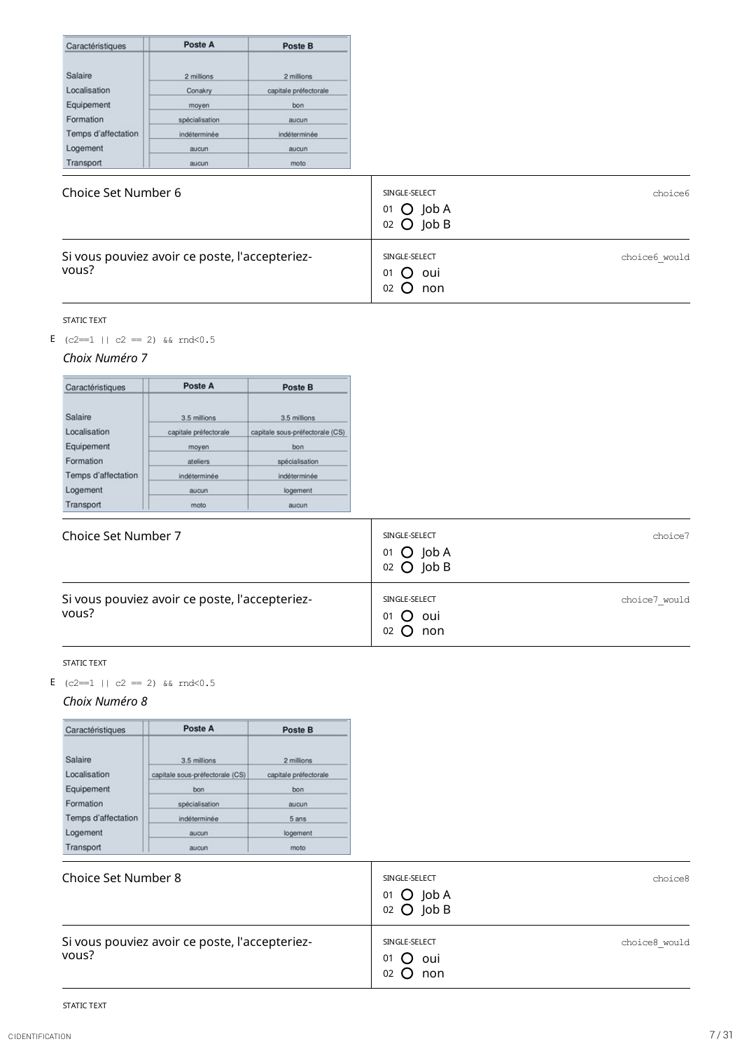| Caractéristiques | Poste A | Poste B |
|---|---|---|
| Salaire | 2 millions | 2 millions |
| Localisation | Conakry | capitale préfectorale |
| Equipement | moyen | bon |
| Formation | spécialisation | aucun |
| Temps d'affectation | indéterminée | indéterminée |
| Logement | aucun | aucun |
| Transport | aucun | moto |

| Choice Set Number 6 | SINGLE-SELECT | choice6 |
|---|---|---|
| | 01 Job A | |
| | 02 Job B | |

| Si vous pouviez avoir ce poste, l'accepteriez-vous? | SINGLE-SELECT | choice6_would |
|---|---|---|
| | 01 oui | |
| | 02 non | |

STATIC TEXT

E `(c2==1 || c2 == 2) && rnd<0.5`

*Choix Numéro 7*

| Caractéristiques | Poste A | Poste B |
|---|---|---|
| Salaire | 3.5 millions | 3.5 millions |
| Localisation | capitale préfectorale | capitale sous-préfectorale (CS) |
| Equipement | moyen | bon |
| Formation | ateliers | spécialisation |
| Temps d'affectation | indéterminée | indéterminée |
| Logement | aucun | logement |
| Transport | moto | aucun |

| Choice Set Number 7 | SINGLE-SELECT | choice7 |
|---|---|---|
| | 01 Job A | |
| | 02 Job B | |

| Si vous pouviez avoir ce poste, l'accepteriez-vous? | SINGLE-SELECT | choice7_would |
|---|---|---|
| | 01 oui | |
| | 02 non | |

STATIC TEXT

E `(c2==1 || c2 == 2) && rnd<0.5`

*Choix Numéro 8*

| Caractéristiques | Poste A | Poste B |
|---|---|---|
| Salaire | 3.5 millions | 2 millions |
| Localisation | capitale sous-préfectorale (CS) | capitale préfectorale |
| Equipement | bon | bon |
| Formation | spécialisation | aucun |
| Temps d'affectation | indéterminée | 5 ans |
| Logement | aucun | logement |
| Transport | aucun | moto |

| Choice Set Number 8 | SINGLE-SELECT | choice8 |
|---|---|---|
| | 01 Job A | |
| | 02 Job B | |

| Si vous pouviez avoir ce poste, l'accepteriez-vous? | SINGLE-SELECT | choice8_would |
|---|---|---|
| | 01 oui | |
| | 02 non | |

STATIC TEXT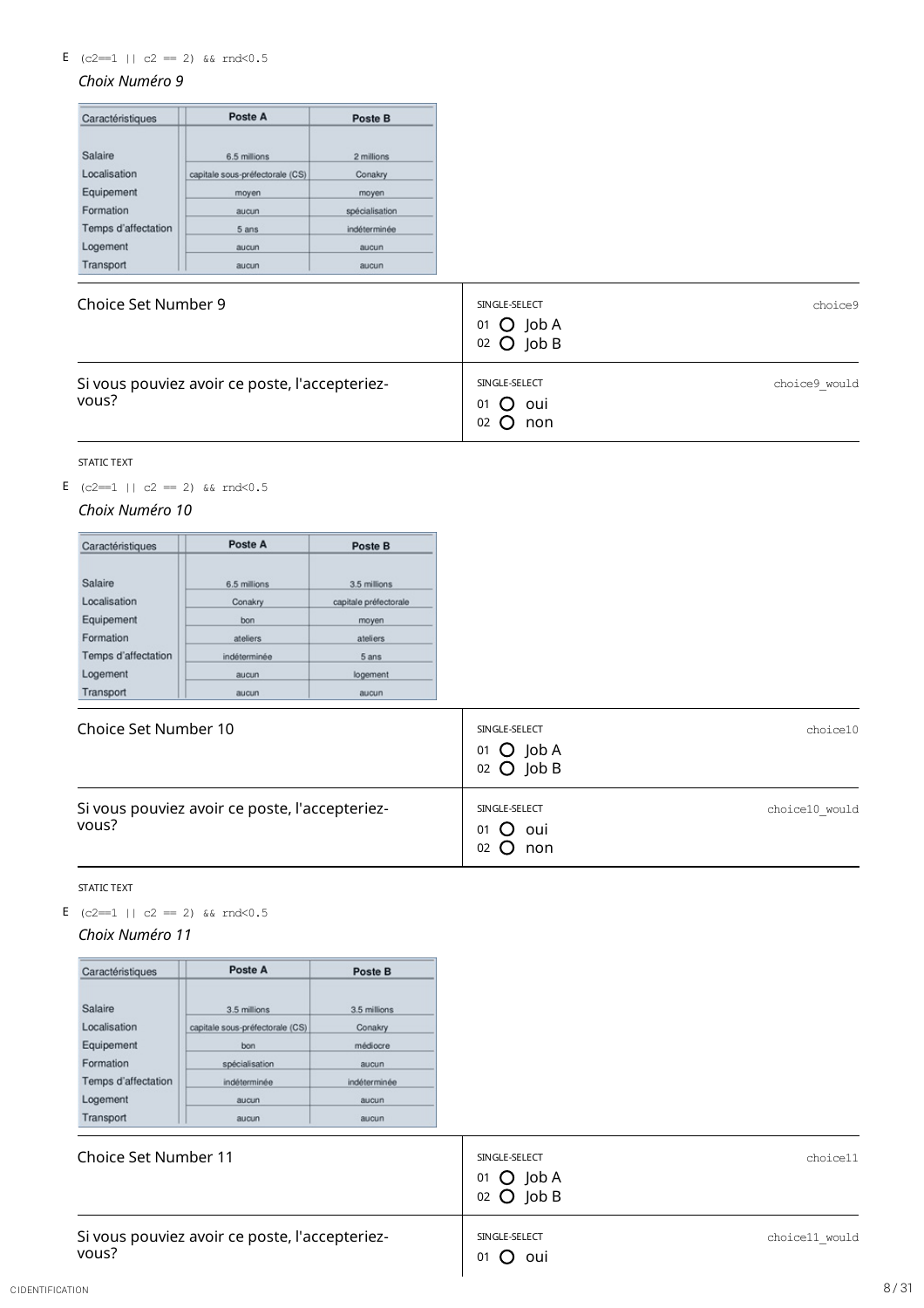E (c2==1 || c2 == 2) && rnd<0.5

*Choix Numéro 9*

| Caractéristiques | Poste A | Poste B |
|---|---|---|
| Salaire | 6.5 millions | 2 millions |
| Localisation | capitale sous-préfectorale (CS) | Conakry |
| Equipement | moyen | moyen |
| Formation | aucun | spécialisation |
| Temps d'affectation | 5 ans | indéterminée |
| Logement | aucun | aucun |
| Transport | aucun | aucun |

| | | |
|---|---|---|
| Choice Set Number 9 | SINGLE-SELECT<br>01 Job A<br>02 Job B | choice9 |
| Si vous pouviez avoir ce poste, l'accepteriez-vous? | SINGLE-SELECT<br>01 oui<br>02 non | choice9_would |

STATIC TEXT

E (c2==1 || c2 == 2) && rnd<0.5

*Choix Numéro 10*

| Caractéristiques | Poste A | Poste B |
|---|---|---|
| Salaire | 6.5 millions | 3.5 millions |
| Localisation | Conakry | capitale préfectorale |
| Equipement | bon | moyen |
| Formation | ateliers | ateliers |
| Temps d'affectation | indéterminée | 5 ans |
| Logement | aucun | logement |
| Transport | aucun | aucun |

| | | |
|---|---|---|
| Choice Set Number 10 | SINGLE-SELECT<br>01 Job A<br>02 Job B | choice10 |
| Si vous pouviez avoir ce poste, l'accepteriez-vous? | SINGLE-SELECT<br>01 oui<br>02 non | choice10_would |

STATIC TEXT

E (c2==1 || c2 == 2) && rnd<0.5

*Choix Numéro 11*

| Caractéristiques | Poste A | Poste B |
|---|---|---|
| Salaire | 3.5 millions | 3.5 millions |
| Localisation | capitale sous-préfectorale (CS) | Conakry |
| Equipement | bon | médiocre |
| Formation | spécialisation | aucun |
| Temps d'affectation | indéterminée | indéterminée |
| Logement | aucun | aucun |
| Transport | aucun | aucun |

| | | |
|---|---|---|
| Choice Set Number 11 | SINGLE-SELECT<br>01 Job A<br>02 Job B | choice11 |
| Si vous pouviez avoir ce poste, l'accepteriez-vous? | SINGLE-SELECT<br>01 oui | choice11_would |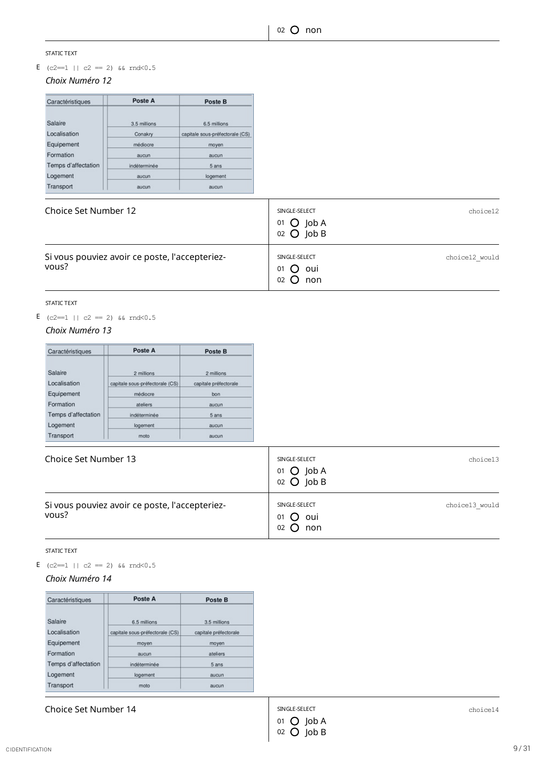02 non

STATIC TEXT

E `(c2==1 || c2 == 2) && rnd<0.5`

*Choix Numéro 12*

| Caractéristiques | Poste A | Poste B |
|---|---|---|
| Salaire | 3.5 millions | 6.5 millions |
| Localisation | Conakry | capitale sous-préfectorale (CS) |
| Equipement | médiocre | moyen |
| Formation | aucun | aucun |
| Temps d'affectation | indéterminée | 5 ans |
| Logement | aucun | logement |
| Transport | aucun | aucun |

| Choice Set Number 12 | SINGLE-SELECT choice12 01 Job A 02 Job B |
|---|---|
| Si vous pouviez avoir ce poste, l'accepteriez-vous? | SINGLE-SELECT choice12_would 01 oui 02 non |

STATIC TEXT

E `(c2==1 || c2 == 2) && rnd<0.5`

*Choix Numéro 13*

| Caractéristiques | Poste A | Poste B |
|---|---|---|
| Salaire | 2 millions | 2 millions |
| Localisation | capitale sous-préfectorale (CS) | capitale préfectorale |
| Equipement | médiocre | bon |
| Formation | ateliers | aucun |
| Temps d'affectation | indéterminée | 5 ans |
| Logement | logement | aucun |
| Transport | moto | aucun |

| Choice Set Number 13 | SINGLE-SELECT choice13 01 Job A 02 Job B |
|---|---|
| Si vous pouviez avoir ce poste, l'accepteriez-vous? | SINGLE-SELECT choice13_would 01 oui 02 non |

STATIC TEXT

E `(c2==1 || c2 == 2) && rnd<0.5`

*Choix Numéro 14*

| Caractéristiques | Poste A | Poste B |
|---|---|---|
| Salaire | 6.5 millions | 3.5 millions |
| Localisation | capitale sous-préfectorale (CS) | capitale préfectorale |
| Equipement | moyen | moyen |
| Formation | aucun | ateliers |
| Temps d'affectation | indéterminée | 5 ans |
| Logement | logement | aucun |
| Transport | moto | aucun |

| Choice Set Number 14 | SINGLE-SELECT choice14 01 Job A 02 Job B |
|---|---|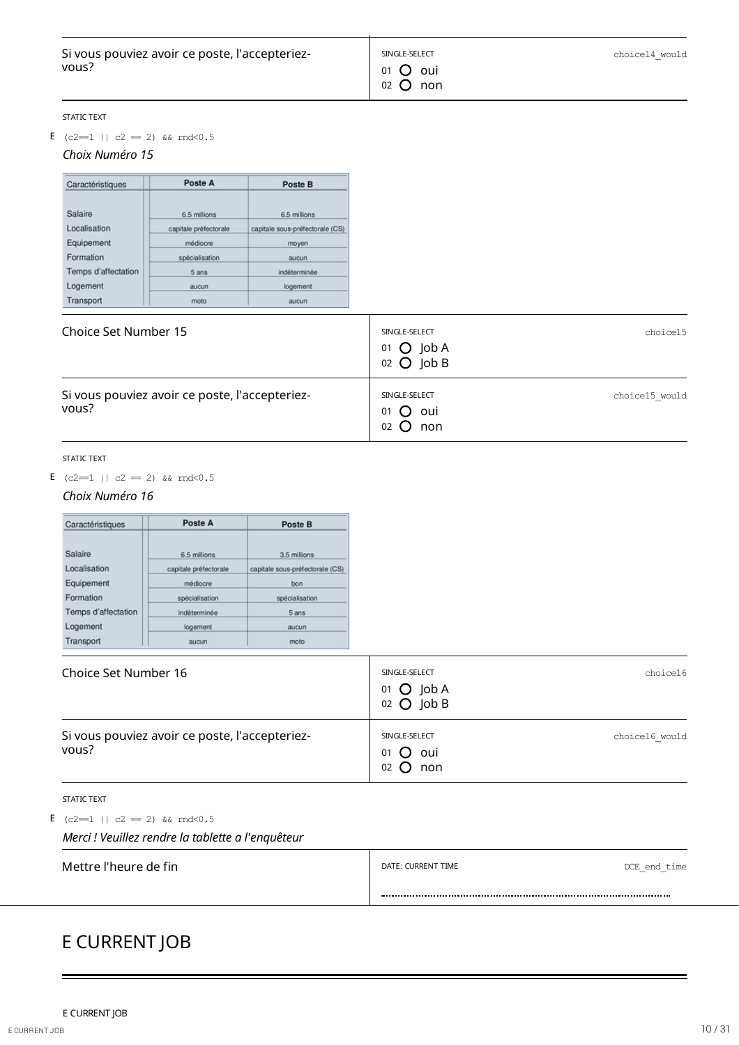| Si vous pouviez avoir ce poste, l'accepteriez-vous? | SINGLE-SELECT<br>01 ○ oui<br>02 ○ non | choice14_would |
|---|---|---|

STATIC TEXT

E `(c2==1 || c2 == 2) && rnd<0.5`

*Choix Numéro 15*

| Caractéristiques | Poste A | Poste B |
|---|---|---|
| Salaire | 6.5 millions | 6.5 millions |
| Localisation | capitale préfectorale | capitale sous-préfectorale (CS) |
| Equipement | médiocre | moyen |
| Formation | spécialisation | aucun |
| Temps d'affectation | 5 ans | indéterminée |
| Logement | aucun | logement |
| Transport | moto | aucun |

| Choice Set Number 15 | SINGLE-SELECT<br>01 ○ Job A<br>02 ○ Job B | choice15 |
|---|---|---|
| Si vous pouviez avoir ce poste, l'accepteriez-vous? | SINGLE-SELECT<br>01 ○ oui<br>02 ○ non | choice15_would |

STATIC TEXT

E `(c2==1 || c2 == 2) && rnd<0.5`

*Choix Numéro 16*

| Caractéristiques | Poste A | Poste B |
|---|---|---|
| Salaire | 6.5 millions | 3.5 millions |
| Localisation | capitale préfectorale | capitale sous-préfectorale (CS) |
| Equipement | médiocre | bon |
| Formation | spécialisation | spécialisation |
| Temps d'affectation | indéterminée | 5 ans |
| Logement | logement | aucun |
| Transport | aucun | moto |

| Choice Set Number 16 | SINGLE-SELECT<br>01 ○ Job A<br>02 ○ Job B | choice16 |
|---|---|---|
| Si vous pouviez avoir ce poste, l'accepteriez-vous? | SINGLE-SELECT<br>01 ○ oui<br>02 ○ non | choice16_would |

STATIC TEXT

E `(c2==1 || c2 == 2) && rnd<0.5`

*Merci ! Veuillez rendre la tablette a l'enquêteur*

| Mettre l'heure de fin | DATE: CURRENT TIME<br>.................................................... | DCE_end_time |
|---|---|---|

# E CURRENT JOB

E CURRENT JOB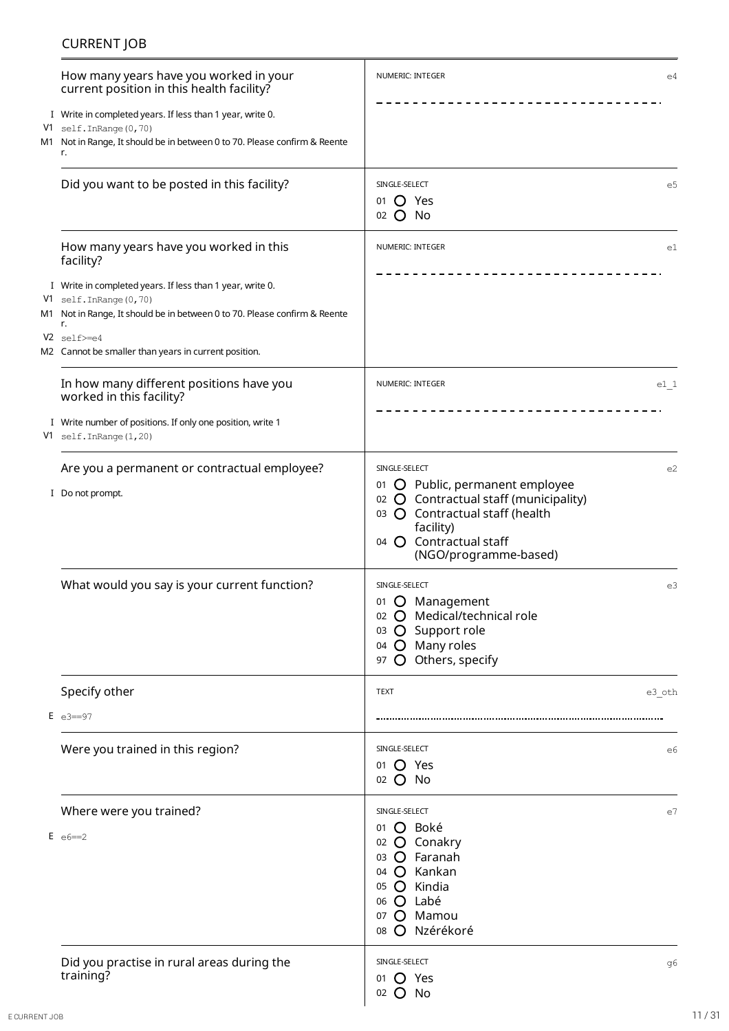## CURRENT JOB

| | |
|---|---|
| **How many years have you worked in your current position in this health facility?**<br><br>I Write in completed years. If less than 1 year, write 0.<br>V1 `self.InRange(0,70)`<br>M1 Not in Range, It should be in between 0 to 70. Please confirm & Reenter. | NUMERIC: INTEGER — e4 |
| **Did you want to be posted in this facility?** | SINGLE-SELECT — e5<br>01 Yes<br>02 No |
| **How many years have you worked in this facility?**<br><br>I Write in completed years. If less than 1 year, write 0.<br>V1 `self.InRange(0,70)`<br>M1 Not in Range, It should be in between 0 to 70. Please confirm & Reenter.<br>V2 `self>=e4`<br>M2 Cannot be smaller than years in current position. | NUMERIC: INTEGER — e1 |
| **In how many different positions have you worked in this facility?**<br><br>I Write number of positions. If only one position, write 1<br>V1 `self.InRange(1,20)` | NUMERIC: INTEGER — e1_1 |
| **Are you a permanent or contractual employee?**<br><br>I Do not prompt. | SINGLE-SELECT — e2<br>01 Public, permanent employee<br>02 Contractual staff (municipality)<br>03 Contractual staff (health facility)<br>04 Contractual staff (NGO/programme-based) |
| **What would you say is your current function?** | SINGLE-SELECT — e3<br>01 Management<br>02 Medical/technical role<br>03 Support role<br>04 Many roles<br>97 Others, specify |
| **Specify other**<br><br>E `e3==97` | TEXT — e3_oth |
| **Were you trained in this region?** | SINGLE-SELECT — e6<br>01 Yes<br>02 No |
| **Where were you trained?**<br><br>E `e6==2` | SINGLE-SELECT — e7<br>01 Boké<br>02 Conakry<br>03 Faranah<br>04 Kankan<br>05 Kindia<br>06 Labé<br>07 Mamou<br>08 Nzérékoré |
| **Did you practise in rural areas during the training?** | SINGLE-SELECT — g6<br>01 Yes<br>02 No |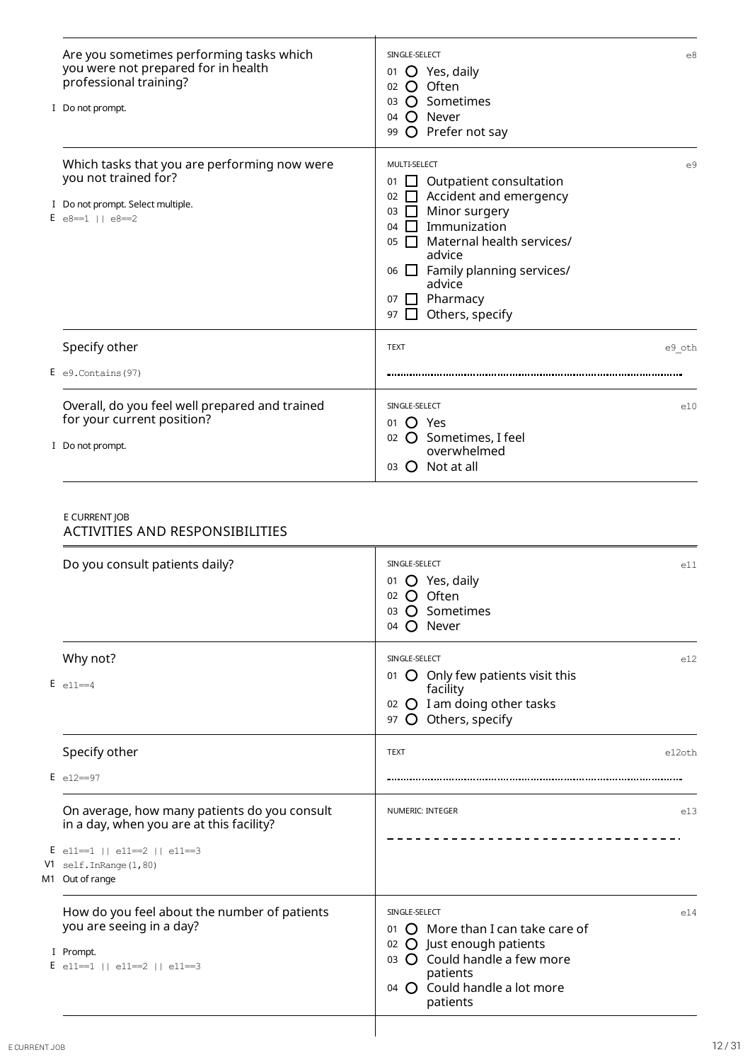| Question | Response |
| --- | --- |
| Are you sometimes performing tasks which you were not prepared for in health professional training?<br><br>I Do not prompt. | SINGLE-SELECT e8<br>01 ○ Yes, daily<br>02 ○ Often<br>03 ○ Sometimes<br>04 ○ Never<br>99 ○ Prefer not say |
| Which tasks that you are performing now were you not trained for?<br><br>I Do not prompt. Select multiple.<br>E `e8==1 \|\| e8==2` | MULTI-SELECT e9<br>01 ☐ Outpatient consultation<br>02 ☐ Accident and emergency<br>03 ☐ Minor surgery<br>04 ☐ Immunization<br>05 ☐ Maternal health services/ advice<br>06 ☐ Family planning services/ advice<br>07 ☐ Pharmacy<br>97 ☐ Others, specify |
| Specify other<br><br>E `e9.Contains(97)` | TEXT e9_oth |
| Overall, do you feel well prepared and trained for your current position?<br><br>I Do not prompt. | SINGLE-SELECT e10<br>01 ○ Yes<br>02 ○ Sometimes, I feel overwhelmed<br>03 ○ Not at all |

E CURRENT JOB

## ACTIVITIES AND RESPONSIBILITIES

| Question | Response |
| --- | --- |
| Do you consult patients daily? | SINGLE-SELECT e11<br>01 ○ Yes, daily<br>02 ○ Often<br>03 ○ Sometimes<br>04 ○ Never |
| Why not?<br><br>E `e11==4` | SINGLE-SELECT e12<br>01 ○ Only few patients visit this facility<br>02 ○ I am doing other tasks<br>97 ○ Others, specify |
| Specify other<br><br>E `e12==97` | TEXT e12oth |
| On average, how many patients do you consult in a day, when you are at this facility?<br><br>E `e11==1 \|\| e11==2 \|\| e11==3`<br>V1 `self.InRange(1,80)`<br>M1 Out of range | NUMERIC: INTEGER e13 |
| How do you feel about the number of patients you are seeing in a day?<br><br>I Prompt.<br>E `e11==1 \|\| e11==2 \|\| e11==3` | SINGLE-SELECT e14<br>01 ○ More than I can take care of<br>02 ○ Just enough patients<br>03 ○ Could handle a few more patients<br>04 ○ Could handle a lot more patients |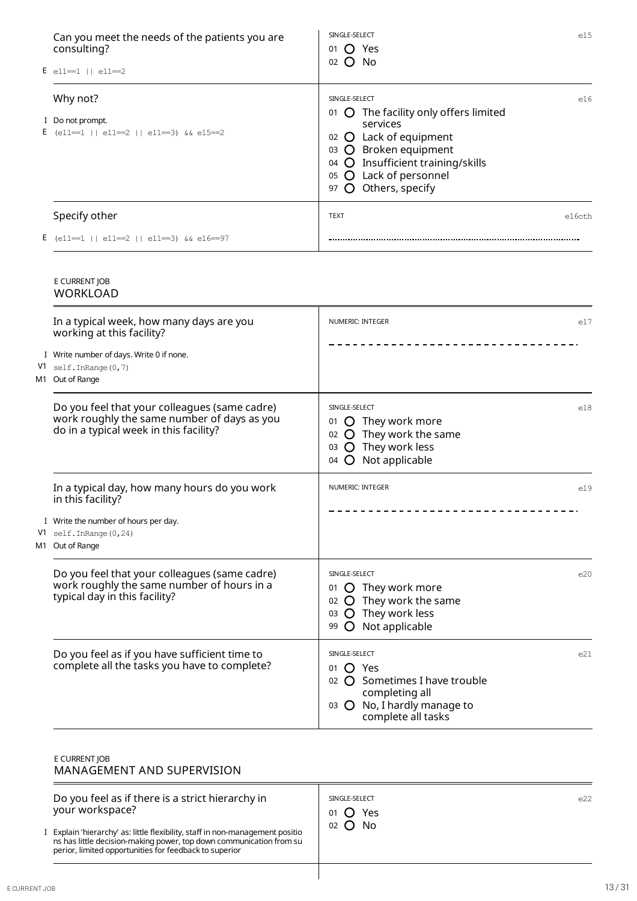| Question | Response |
|---|---|
| Can you meet the needs of the patients you are consulting?<br><br>E `e11==1 \|\| e11==2` | SINGLE-SELECT — e15<br>01 ○ Yes<br>02 ○ No |
| Why not?<br><br>I Do not prompt.<br>E `(e11==1 \|\| e11==2 \|\| e11==3) && e15==2` | SINGLE-SELECT — e16<br>01 ○ The facility only offers limited services<br>02 ○ Lack of equipment<br>03 ○ Broken equipment<br>04 ○ Insufficient training/skills<br>05 ○ Lack of personnel<br>97 ○ Others, specify |
| Specify other<br><br>E `(e11==1 \|\| e11==2 \|\| e11==3) && e16==97` | TEXT — e16oth<br>.................................................. |

E CURRENT JOB

## WORKLOAD

| Question | Response |
|---|---|
| In a typical week, how many days are you working at this facility?<br><br>I Write number of days. Write 0 if none.<br>V1 `self.InRange(0,7)`<br>M1 Out of Range | NUMERIC: INTEGER — e17<br>- - - - - - - - - - - - - - - - |
| Do you feel that your colleagues (same cadre) work roughly the same number of days as you do in a typical week in this facility? | SINGLE-SELECT — e18<br>01 ○ They work more<br>02 ○ They work the same<br>03 ○ They work less<br>04 ○ Not applicable |
| In a typical day, how many hours do you work in this facility?<br><br>I Write the number of hours per day.<br>V1 `self.InRange(0,24)`<br>M1 Out of Range | NUMERIC: INTEGER — e19<br>- - - - - - - - - - - - - - - - |
| Do you feel that your colleagues (same cadre) work roughly the same number of hours in a typical day in this facility? | SINGLE-SELECT — e20<br>01 ○ They work more<br>02 ○ They work the same<br>03 ○ They work less<br>99 ○ Not applicable |
| Do you feel as if you have sufficient time to complete all the tasks you have to complete? | SINGLE-SELECT — e21<br>01 ○ Yes<br>02 ○ Sometimes I have trouble completing all<br>03 ○ No, I hardly manage to complete all tasks |

E CURRENT JOB

## MANAGEMENT AND SUPERVISION

| Question | Response |
|---|---|
| Do you feel as if there is a strict hierarchy in your workspace?<br><br>I Explain 'hierarchy' as: little flexibility, staff in non-management positions has little decision-making power, top down communication from superior, limited opportunities for feedback to superior | SINGLE-SELECT — e22<br>01 ○ Yes<br>02 ○ No |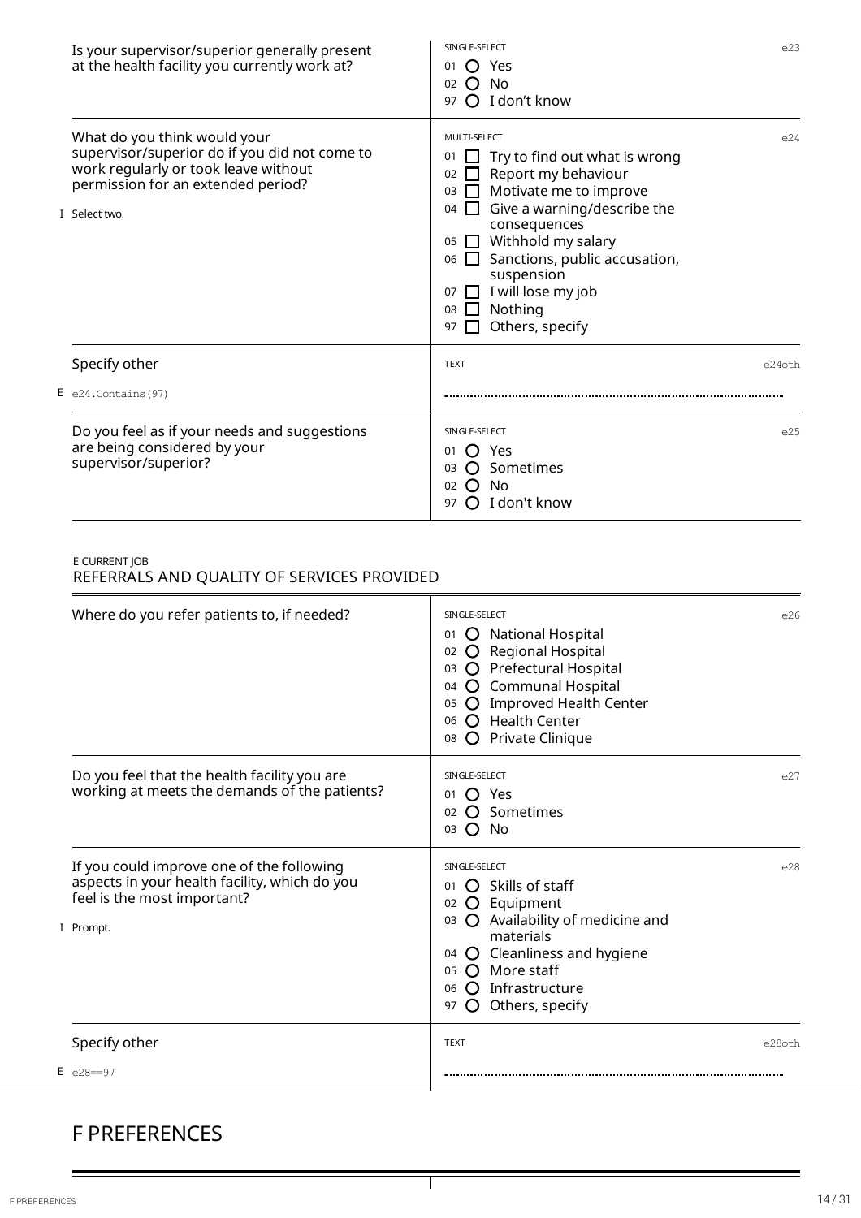| | |
|---|---|
| Is your supervisor/superior generally present at the health facility you currently work at? | SINGLE-SELECT e23<br>01 ○ Yes<br>02 ○ No<br>97 ○ I don't know |
| What do you think would your supervisor/superior do if you did not come to work regularly or took leave without permission for an extended period?<br><br>I Select two. | MULTI-SELECT e24<br>01 ☐ Try to find out what is wrong<br>02 ☐ Report my behaviour<br>03 ☐ Motivate me to improve<br>04 ☐ Give a warning/describe the consequences<br>05 ☐ Withhold my salary<br>06 ☐ Sanctions, public accusation, suspension<br>07 ☐ I will lose my job<br>08 ☐ Nothing<br>97 ☐ Others, specify |
| Specify other<br><br>E `e24.Contains(97)` | TEXT e24oth<br>............................................................ |
| Do you feel as if your needs and suggestions are being considered by your supervisor/superior? | SINGLE-SELECT e25<br>01 ○ Yes<br>03 ○ Sometimes<br>02 ○ No<br>97 ○ I don't know |

E CURRENT JOB

## REFERRALS AND QUALITY OF SERVICES PROVIDED

| | |
|---|---|
| Where do you refer patients to, if needed? | SINGLE-SELECT e26<br>01 ○ National Hospital<br>02 ○ Regional Hospital<br>03 ○ Prefectural Hospital<br>04 ○ Communal Hospital<br>05 ○ Improved Health Center<br>06 ○ Health Center<br>08 ○ Private Clinique |
| Do you feel that the health facility you are working at meets the demands of the patients? | SINGLE-SELECT e27<br>01 ○ Yes<br>02 ○ Sometimes<br>03 ○ No |
| If you could improve one of the following aspects in your health facility, which do you feel is the most important?<br><br>I Prompt. | SINGLE-SELECT e28<br>01 ○ Skills of staff<br>02 ○ Equipment<br>03 ○ Availability of medicine and materials<br>04 ○ Cleanliness and hygiene<br>05 ○ More staff<br>06 ○ Infrastructure<br>97 ○ Others, specify |
| Specify other<br><br>E `e28==97` | TEXT e28oth<br>............................................................ |

# F PREFERENCES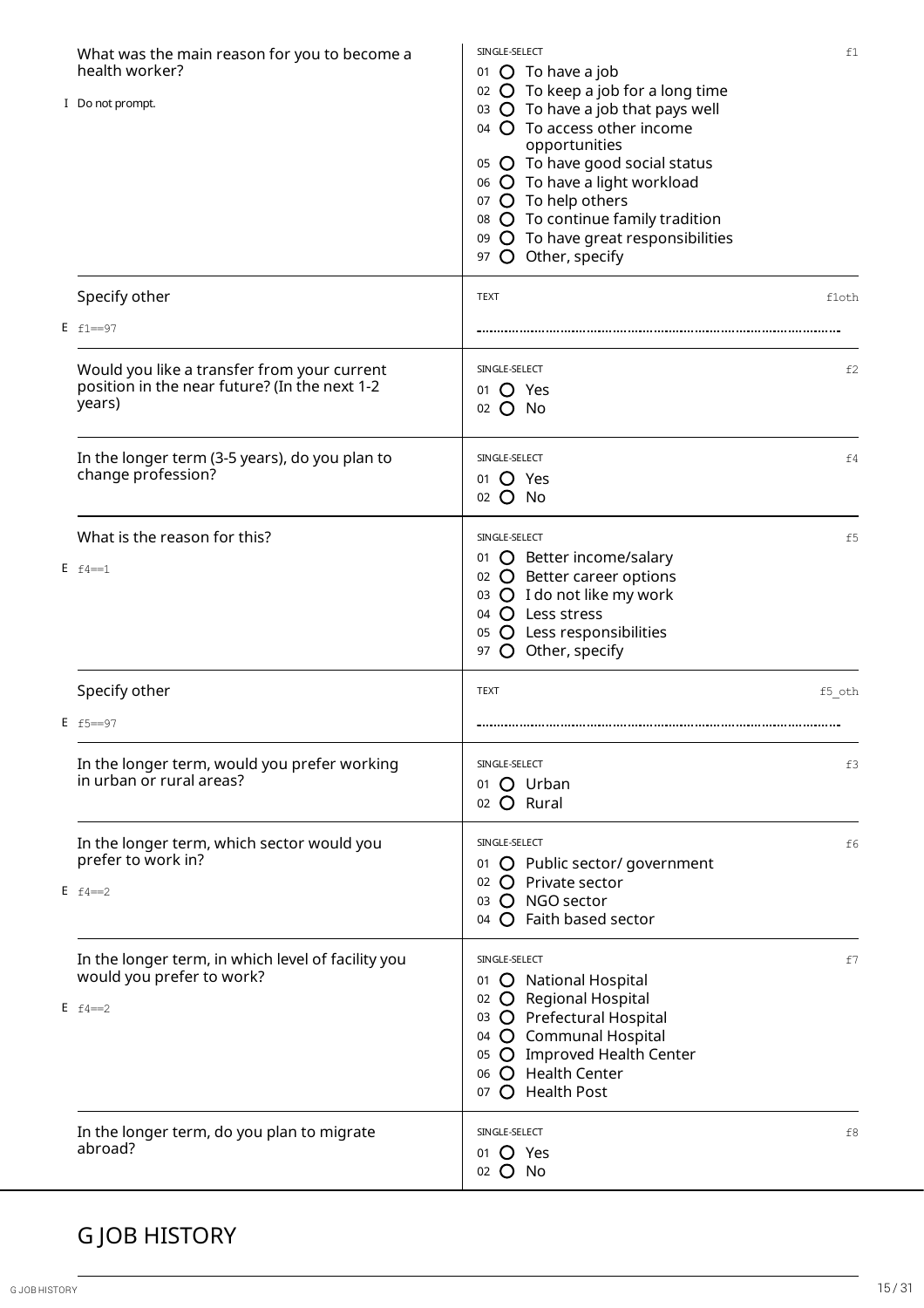| | |
|---|---|
| What was the main reason for you to become a health worker?<br><br>I Do not prompt. | SINGLE-SELECT f1<br>01 ○ To have a job<br>02 ○ To keep a job for a long time<br>03 ○ To have a job that pays well<br>04 ○ To access other income opportunities<br>05 ○ To have good social status<br>06 ○ To have a light workload<br>07 ○ To help others<br>08 ○ To continue family tradition<br>09 ○ To have great responsibilities<br>97 ○ Other, specify |
| Specify other<br><br>E f1==97 | TEXT f1oth<br>........................................ |
| Would you like a transfer from your current position in the near future? (In the next 1-2 years) | SINGLE-SELECT f2<br>01 ○ Yes<br>02 ○ No |
| In the longer term (3-5 years), do you plan to change profession? | SINGLE-SELECT f4<br>01 ○ Yes<br>02 ○ No |
| What is the reason for this?<br><br>E f4==1 | SINGLE-SELECT f5<br>01 ○ Better income/salary<br>02 ○ Better career options<br>03 ○ I do not like my work<br>04 ○ Less stress<br>05 ○ Less responsibilities<br>97 ○ Other, specify |
| Specify other<br><br>E f5==97 | TEXT f5_oth<br>........................................ |
| In the longer term, would you prefer working in urban or rural areas? | SINGLE-SELECT f3<br>01 ○ Urban<br>02 ○ Rural |
| In the longer term, which sector would you prefer to work in?<br><br>E f4==2 | SINGLE-SELECT f6<br>01 ○ Public sector/ government<br>02 ○ Private sector<br>03 ○ NGO sector<br>04 ○ Faith based sector |
| In the longer term, in which level of facility you would you prefer to work?<br><br>E f4==2 | SINGLE-SELECT f7<br>01 ○ National Hospital<br>02 ○ Regional Hospital<br>03 ○ Prefectural Hospital<br>04 ○ Communal Hospital<br>05 ○ Improved Health Center<br>06 ○ Health Center<br>07 ○ Health Post |
| In the longer term, do you plan to migrate abroad? | SINGLE-SELECT f8<br>01 ○ Yes<br>02 ○ No |

# G JOB HISTORY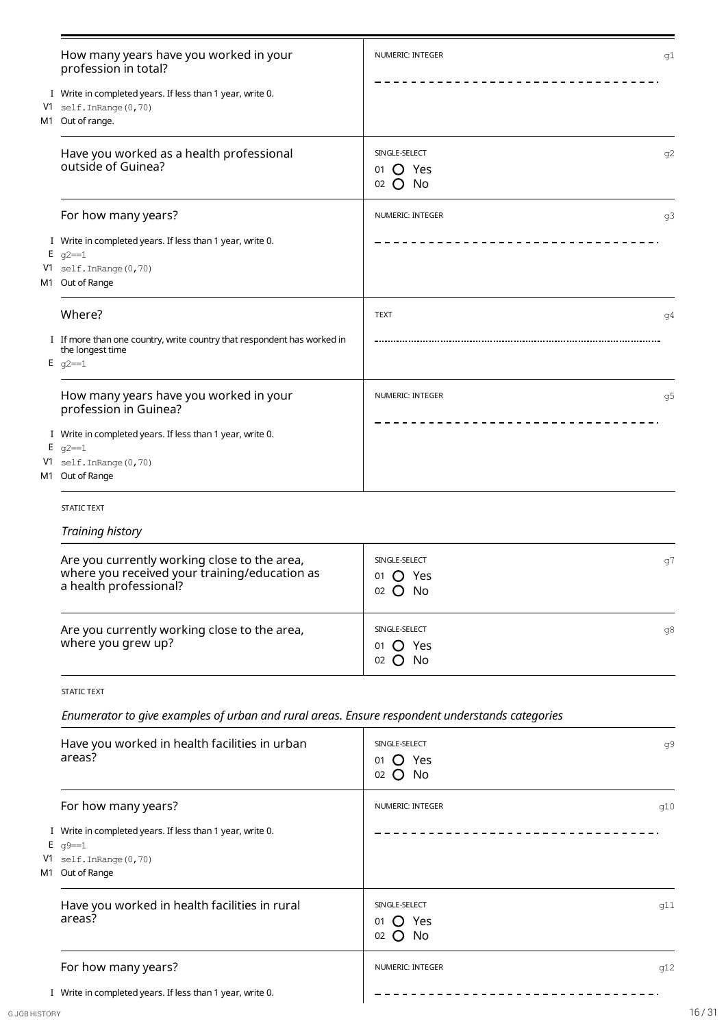| | |
|---|---|
| How many years have you worked in your profession in total?<br><br>I Write in completed years. If less than 1 year, write 0.<br>V1 `self.InRange(0,70)`<br>M1 Out of range. | NUMERIC: INTEGER g1<br><br>_ _ _ _ _ _ _ _ _ _ _ _ _ _ _ _ _ _ _ _ _ _ _ _ _ _ _ _ _ _ _ _ _ _ _ |
| Have you worked as a health professional outside of Guinea? | SINGLE-SELECT g2<br>01 ○ Yes<br>02 ○ No |
| For how many years?<br><br>I Write in completed years. If less than 1 year, write 0.<br>E `g2==1`<br>V1 `self.InRange(0,70)`<br>M1 Out of Range | NUMERIC: INTEGER g3<br><br>_ _ _ _ _ _ _ _ _ _ _ _ _ _ _ _ _ _ _ _ _ _ _ _ _ _ _ _ _ _ _ _ _ _ _ |
| Where?<br><br>I If more than one country, write country that respondent has worked in the longest time<br>E `g2==1` | TEXT g4<br><br>.................................................................................................... |
| How many years have you worked in your profession in Guinea?<br><br>I Write in completed years. If less than 1 year, write 0.<br>E `g2==1`<br>V1 `self.InRange(0,70)`<br>M1 Out of Range | NUMERIC: INTEGER g5<br><br>_ _ _ _ _ _ _ _ _ _ _ _ _ _ _ _ _ _ _ _ _ _ _ _ _ _ _ _ _ _ _ _ _ _ _ |

STATIC TEXT

*Training history*

| | |
|---|---|
| Are you currently working close to the area, where you received your training/education as a health professional? | SINGLE-SELECT g7<br>01 ○ Yes<br>02 ○ No |
| Are you currently working close to the area, where you grew up? | SINGLE-SELECT g8<br>01 ○ Yes<br>02 ○ No |

STATIC TEXT

*Enumerator to give examples of urban and rural areas. Ensure respondent understands categories*

| | |
|---|---|
| Have you worked in health facilities in urban areas? | SINGLE-SELECT g9<br>01 ○ Yes<br>02 ○ No |
| For how many years?<br><br>I Write in completed years. If less than 1 year, write 0.<br>E `g9==1`<br>V1 `self.InRange(0,70)`<br>M1 Out of Range | NUMERIC: INTEGER g10<br><br>_ _ _ _ _ _ _ _ _ _ _ _ _ _ _ _ _ _ _ _ _ _ _ _ _ _ _ _ _ _ _ _ _ _ _ |
| Have you worked in health facilities in rural areas? | SINGLE-SELECT g11<br>01 ○ Yes<br>02 ○ No |
| For how many years?<br><br>I Write in completed years. If less than 1 year, write 0. | NUMERIC: INTEGER g12<br><br>_ _ _ _ _ _ _ _ _ _ _ _ _ _ _ _ _ _ _ _ _ _ _ _ _ _ _ _ _ _ _ _ _ _ _ |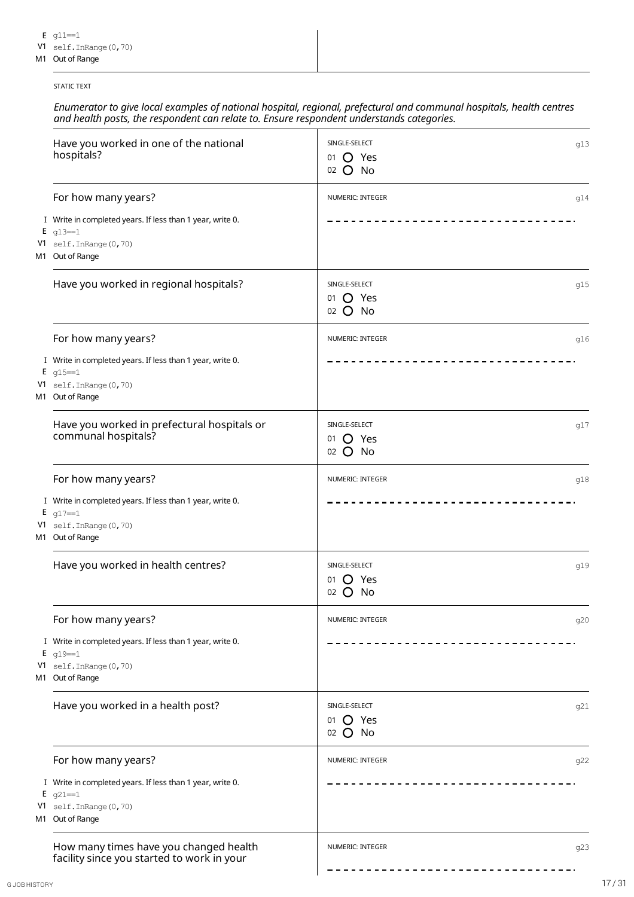E g11==1
V1 self.InRange(0,70)
M1 Out of Range

STATIC TEXT

*Enumerator to give local examples of national hospital, regional, prefectural and communal hospitals, health centres and health posts, the respondent can relate to. Ensure respondent understands categories.*

| | | |
|---|---|---|
| Have you worked in one of the national hospitals? | SINGLE-SELECT<br>01 ○ Yes<br>02 ○ No | g13 |
| For how many years?<br>I Write in completed years. If less than 1 year, write 0.<br>E g13==1<br>V1 self.InRange(0,70)<br>M1 Out of Range | NUMERIC: INTEGER<br>_ _ _ _ _ _ _ _ _ _ _ _ _ _ _ _ | g14 |
| Have you worked in regional hospitals? | SINGLE-SELECT<br>01 ○ Yes<br>02 ○ No | g15 |
| For how many years?<br>I Write in completed years. If less than 1 year, write 0.<br>E g15==1<br>V1 self.InRange(0,70)<br>M1 Out of Range | NUMERIC: INTEGER<br>_ _ _ _ _ _ _ _ _ _ _ _ _ _ _ _ | g16 |
| Have you worked in prefectural hospitals or communal hospitals? | SINGLE-SELECT<br>01 ○ Yes<br>02 ○ No | g17 |
| For how many years?<br>I Write in completed years. If less than 1 year, write 0.<br>E g17==1<br>V1 self.InRange(0,70)<br>M1 Out of Range | NUMERIC: INTEGER<br>_ _ _ _ _ _ _ _ _ _ _ _ _ _ _ _ | g18 |
| Have you worked in health centres? | SINGLE-SELECT<br>01 ○ Yes<br>02 ○ No | g19 |
| For how many years?<br>I Write in completed years. If less than 1 year, write 0.<br>E g19==1<br>V1 self.InRange(0,70)<br>M1 Out of Range | NUMERIC: INTEGER<br>_ _ _ _ _ _ _ _ _ _ _ _ _ _ _ _ | g20 |
| Have you worked in a health post? | SINGLE-SELECT<br>01 ○ Yes<br>02 ○ No | g21 |
| For how many years?<br>I Write in completed years. If less than 1 year, write 0.<br>E g21==1<br>V1 self.InRange(0,70)<br>M1 Out of Range | NUMERIC: INTEGER<br>_ _ _ _ _ _ _ _ _ _ _ _ _ _ _ _ | g22 |
| How many times have you changed health facility since you started to work in your | NUMERIC: INTEGER<br>_ _ _ _ _ _ _ _ _ _ _ _ _ _ _ _ | g23 |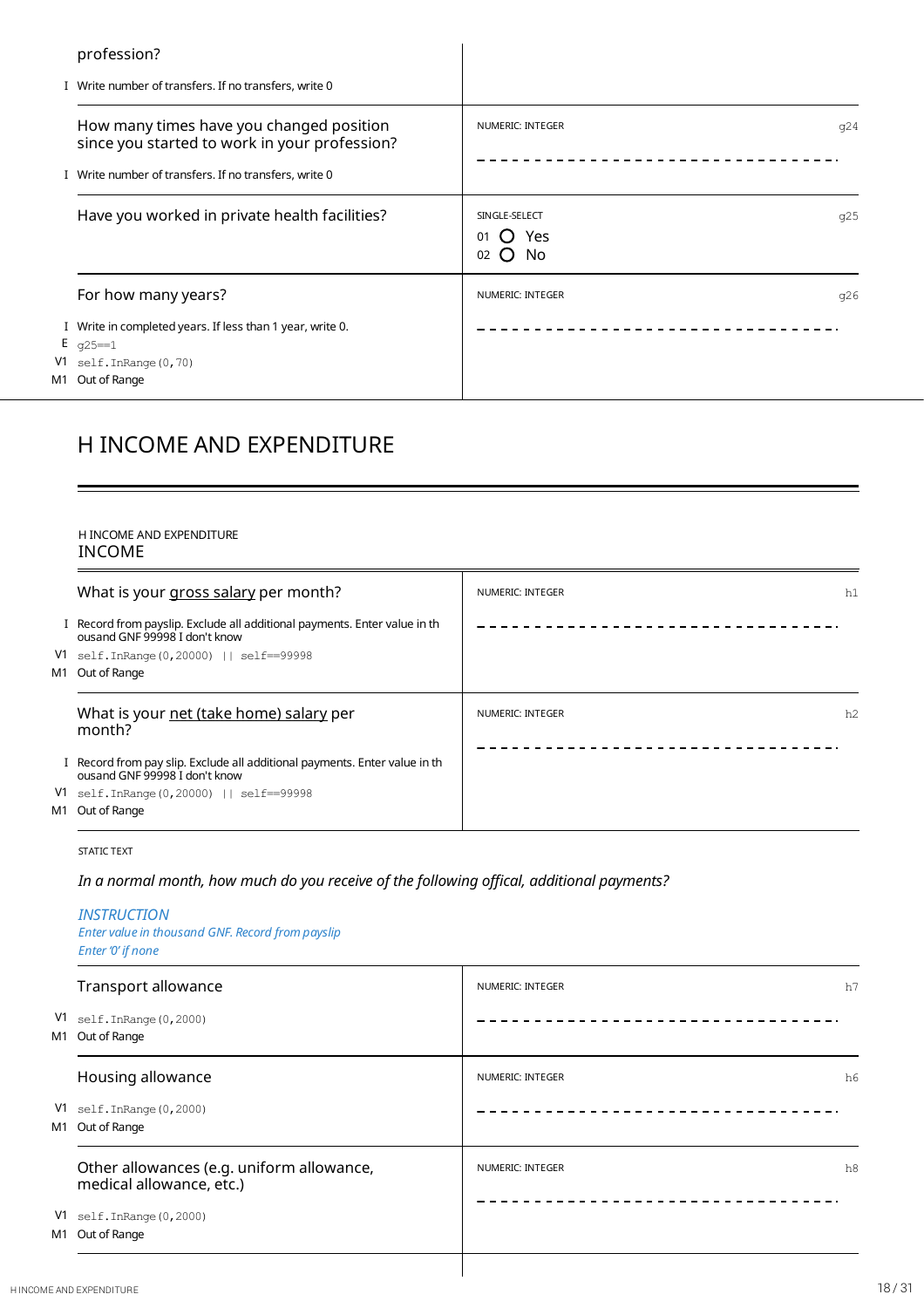profession?

I Write number of transfers. If no transfers, write 0

| Question | Response | Variable |
|---|---|---|
| How many times have you changed position since you started to work in your profession?<br>I Write number of transfers. If no transfers, write 0 | NUMERIC: INTEGER | g24 |
| Have you worked in private health facilities? | SINGLE-SELECT<br>01 Yes<br>02 No | g25 |
| For how many years?<br>I Write in completed years. If less than 1 year, write 0.<br>E `g25==1`<br>V1 `self.InRange(0,70)`<br>M1 Out of Range | NUMERIC: INTEGER | g26 |

# H INCOME AND EXPENDITURE

H INCOME AND EXPENDITURE

## INCOME

| Question | Response | Variable |
|---|---|---|
| What is your gross salary per month?<br>I Record from payslip. Exclude all additional payments. Enter value in th ousand GNF 99998 I don't know<br>V1 `self.InRange(0,20000) \|\| self==99998`<br>M1 Out of Range | NUMERIC: INTEGER | h1 |
| What is your net (take home) salary per month?<br>I Record from pay slip. Exclude all additional payments. Enter value in th ousand GNF 99998 I don't know<br>V1 `self.InRange(0,20000) \|\| self==99998`<br>M1 Out of Range | NUMERIC: INTEGER | h2 |

STATIC TEXT

*In a normal month, how much do you receive of the following offical, additional payments?*

*INSTRUCTION*
*Enter value in thousand GNF. Record from payslip*
*Enter '0' if none*

| Question | Response | Variable |
|---|---|---|
| Transport allowance<br>V1 `self.InRange(0,2000)`<br>M1 Out of Range | NUMERIC: INTEGER | h7 |
| Housing allowance<br>V1 `self.InRange(0,2000)`<br>M1 Out of Range | NUMERIC: INTEGER | h6 |
| Other allowances (e.g. uniform allowance, medical allowance, etc.)<br>V1 `self.InRange(0,2000)`<br>M1 Out of Range | NUMERIC: INTEGER | h8 |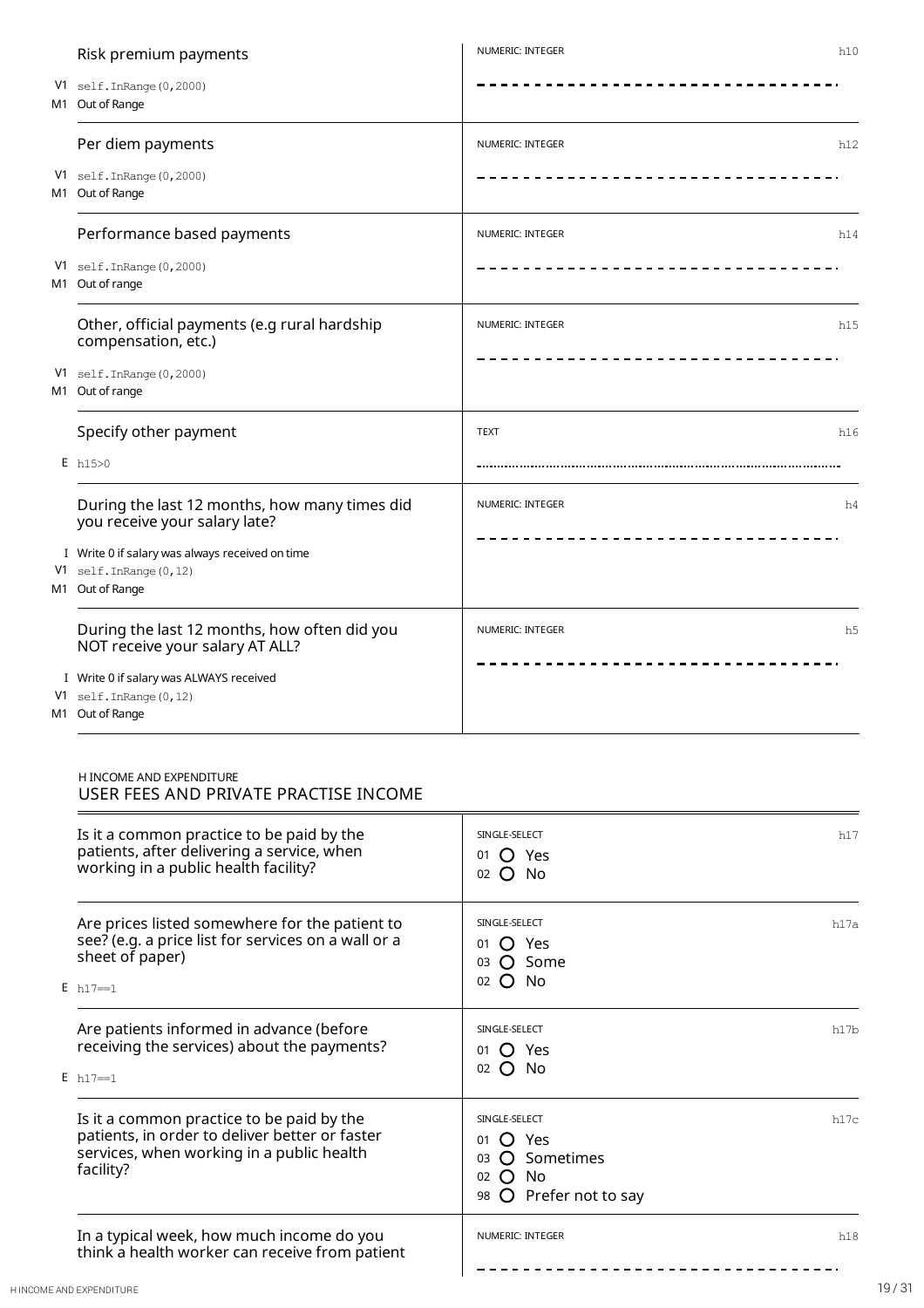Risk premium payments

V1 `self.InRange(0,2000)`
M1 Out of Range

NUMERIC: INTEGER — h10

---

Per diem payments

V1 `self.InRange(0,2000)`
M1 Out of Range

NUMERIC: INTEGER — h12

---

Performance based payments

V1 `self.InRange(0,2000)`
M1 Out of range

NUMERIC: INTEGER — h14

---

Other, official payments (e.g rural hardship compensation, etc.)

V1 `self.InRange(0,2000)`
M1 Out of range

NUMERIC: INTEGER — h15

---

Specify other payment

E `h15>0`

TEXT — h16

---

During the last 12 months, how many times did you receive your salary late?

I Write 0 if salary was always received on time
V1 `self.InRange(0,12)`
M1 Out of Range

NUMERIC: INTEGER — h4

---

During the last 12 months, how often did you NOT receive your salary AT ALL?

I Write 0 if salary was ALWAYS received
V1 `self.InRange(0,12)`
M1 Out of Range

NUMERIC: INTEGER — h5

---

H INCOME AND EXPENDITURE

## USER FEES AND PRIVATE PRACTISE INCOME

Is it a common practice to be paid by the patients, after delivering a service, when working in a public health facility?

SINGLE-SELECT — h17
- 01 Yes
- 02 No

---

Are prices listed somewhere for the patient to see? (e.g. a price list for services on a wall or a sheet of paper)

E `h17==1`

SINGLE-SELECT — h17a
- 01 Yes
- 03 Some
- 02 No

---

Are patients informed in advance (before receiving the services) about the payments?

E `h17==1`

SINGLE-SELECT — h17b
- 01 Yes
- 02 No

---

Is it a common practice to be paid by the patients, in order to deliver better or faster services, when working in a public health facility?

SINGLE-SELECT — h17c
- 01 Yes
- 03 Sometimes
- 02 No
- 98 Prefer not to say

---

In a typical week, how much income do you think a health worker can receive from patient

NUMERIC: INTEGER — h18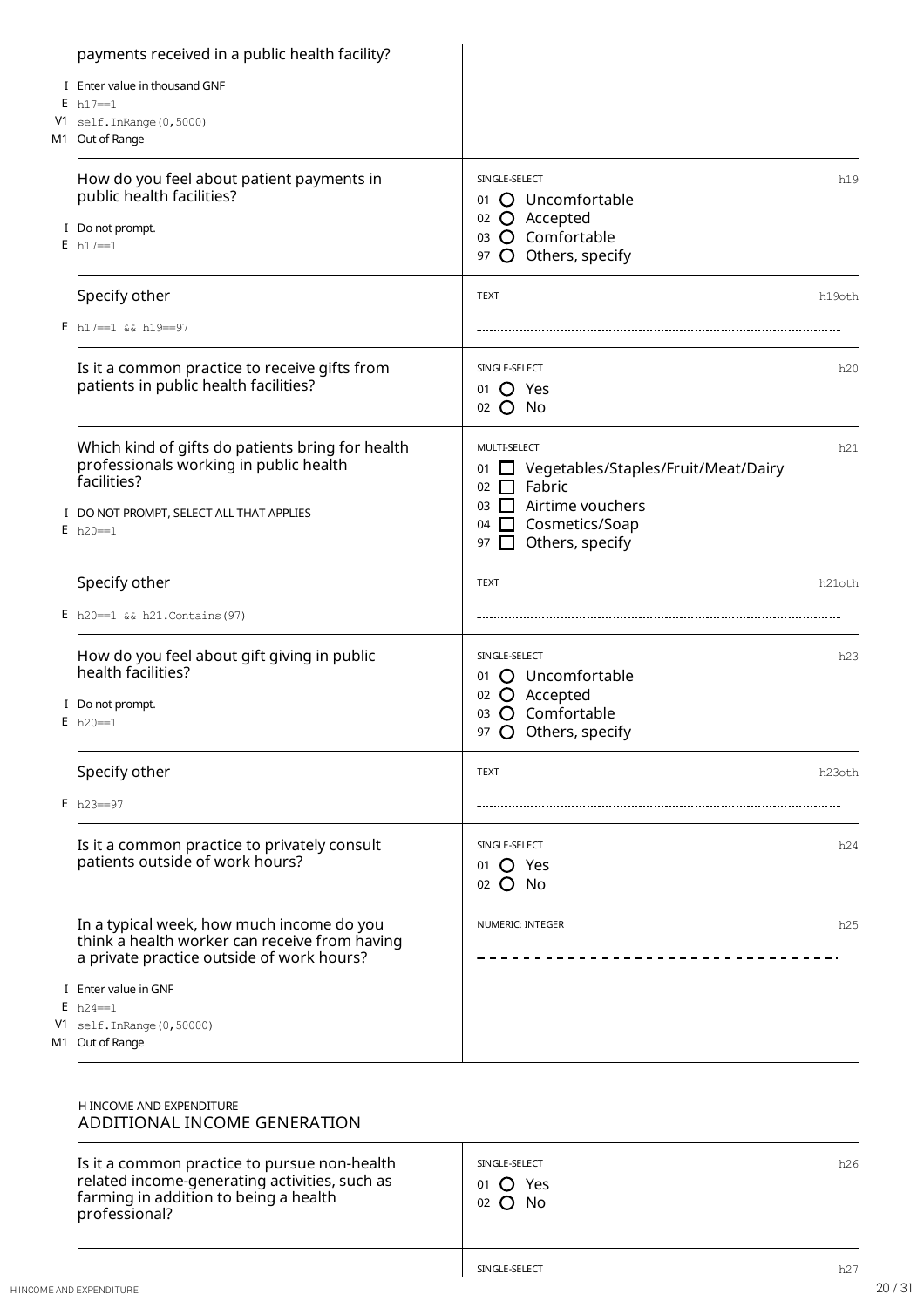payments received in a public health facility?

I Enter value in thousand GNF
E `h17==1`
V1 `self.InRange(0,5000)`
M1 Out of Range

---

How do you feel about patient payments in public health facilities?

I Do not prompt.
E `h17==1`

SINGLE-SELECT — h19

- 01 ○ Uncomfortable
- 02 ○ Accepted
- 03 ○ Comfortable
- 97 ○ Others, specify

---

Specify other

E `h17==1 && h19==97`

TEXT — h19oth

---

Is it a common practice to receive gifts from patients in public health facilities?

SINGLE-SELECT — h20

- 01 ○ Yes
- 02 ○ No

---

Which kind of gifts do patients bring for health professionals working in public health facilities?

I DO NOT PROMPT, SELECT ALL THAT APPLIES
E `h20==1`

MULTI-SELECT — h21

- 01 ☐ Vegetables/Staples/Fruit/Meat/Dairy
- 02 ☐ Fabric
- 03 ☐ Airtime vouchers
- 04 ☐ Cosmetics/Soap
- 97 ☐ Others, specify

---

Specify other

E `h20==1 && h21.Contains(97)`

TEXT — h21oth

---

How do you feel about gift giving in public health facilities?

I Do not prompt.
E `h20==1`

SINGLE-SELECT — h23

- 01 ○ Uncomfortable
- 02 ○ Accepted
- 03 ○ Comfortable
- 97 ○ Others, specify

---

Specify other

E `h23==97`

TEXT — h23oth

---

Is it a common practice to privately consult patients outside of work hours?

SINGLE-SELECT — h24

- 01 ○ Yes
- 02 ○ No

---

In a typical week, how much income do you think a health worker can receive from having a private practice outside of work hours?

I Enter value in GNF
E `h24==1`
V1 `self.InRange(0,50000)`
M1 Out of Range

NUMERIC: INTEGER — h25

---

H INCOME AND EXPENDITURE

## ADDITIONAL INCOME GENERATION

Is it a common practice to pursue non-health related income-generating activities, such as farming in addition to being a health professional?

SINGLE-SELECT — h26

- 01 ○ Yes
- 02 ○ No

---

SINGLE-SELECT — h27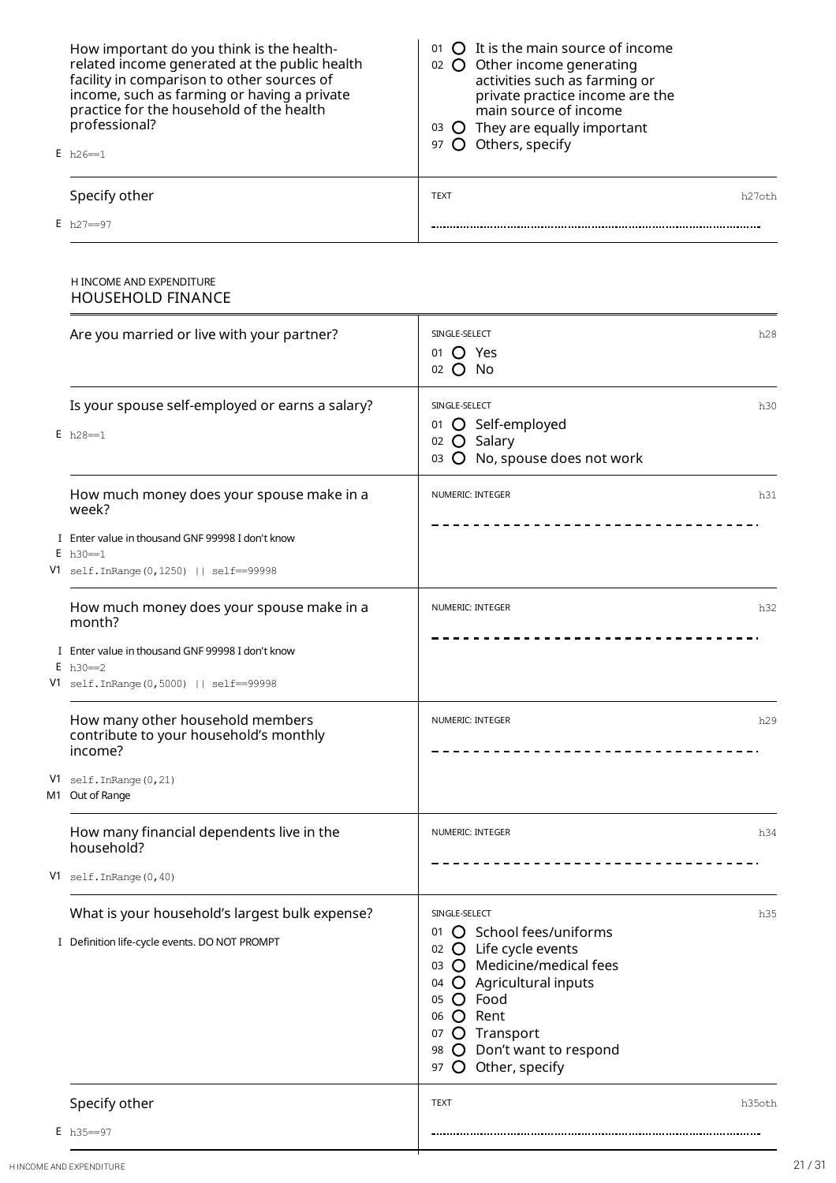How important do you think is the health-related income generated at the public health facility in comparison to other sources of income, such as farming or having a private practice for the household of the health professional?

E h26==1

01 ◯ It is the main source of income
02 ◯ Other income generating activities such as farming or private practice income are the main source of income
03 ◯ They are equally important
97 ◯ Others, specify

---

Specify other

E h27==97

TEXT — h27oth

---

H INCOME AND EXPENDITURE
## HOUSEHOLD FINANCE

---

Are you married or live with your partner?

SINGLE-SELECT — h28
01 ◯ Yes
02 ◯ No

---

Is your spouse self-employed or earns a salary?

E h28==1

SINGLE-SELECT — h30
01 ◯ Self-employed
02 ◯ Salary
03 ◯ No, spouse does not work

---

How much money does your spouse make in a week?

I Enter value in thousand GNF 99998 I don't know
E h30==1
V1 self.InRange(0,1250) || self==99998

NUMERIC: INTEGER — h31

---

How much money does your spouse make in a month?

I Enter value in thousand GNF 99998 I don't know
E h30==2
V1 self.InRange(0,5000) || self==99998

NUMERIC: INTEGER — h32

---

How many other household members contribute to your household's monthly income?

V1 self.InRange(0,21)
M1 Out of Range

NUMERIC: INTEGER — h29

---

How many financial dependents live in the household?

V1 self.InRange(0,40)

NUMERIC: INTEGER — h34

---

What is your household's largest bulk expense?

I Definition life-cycle events. DO NOT PROMPT

SINGLE-SELECT — h35
01 ◯ School fees/uniforms
02 ◯ Life cycle events
03 ◯ Medicine/medical fees
04 ◯ Agricultural inputs
05 ◯ Food
06 ◯ Rent
07 ◯ Transport
98 ◯ Don't want to respond
97 ◯ Other, specify

---

Specify other

E h35==97

TEXT — h35oth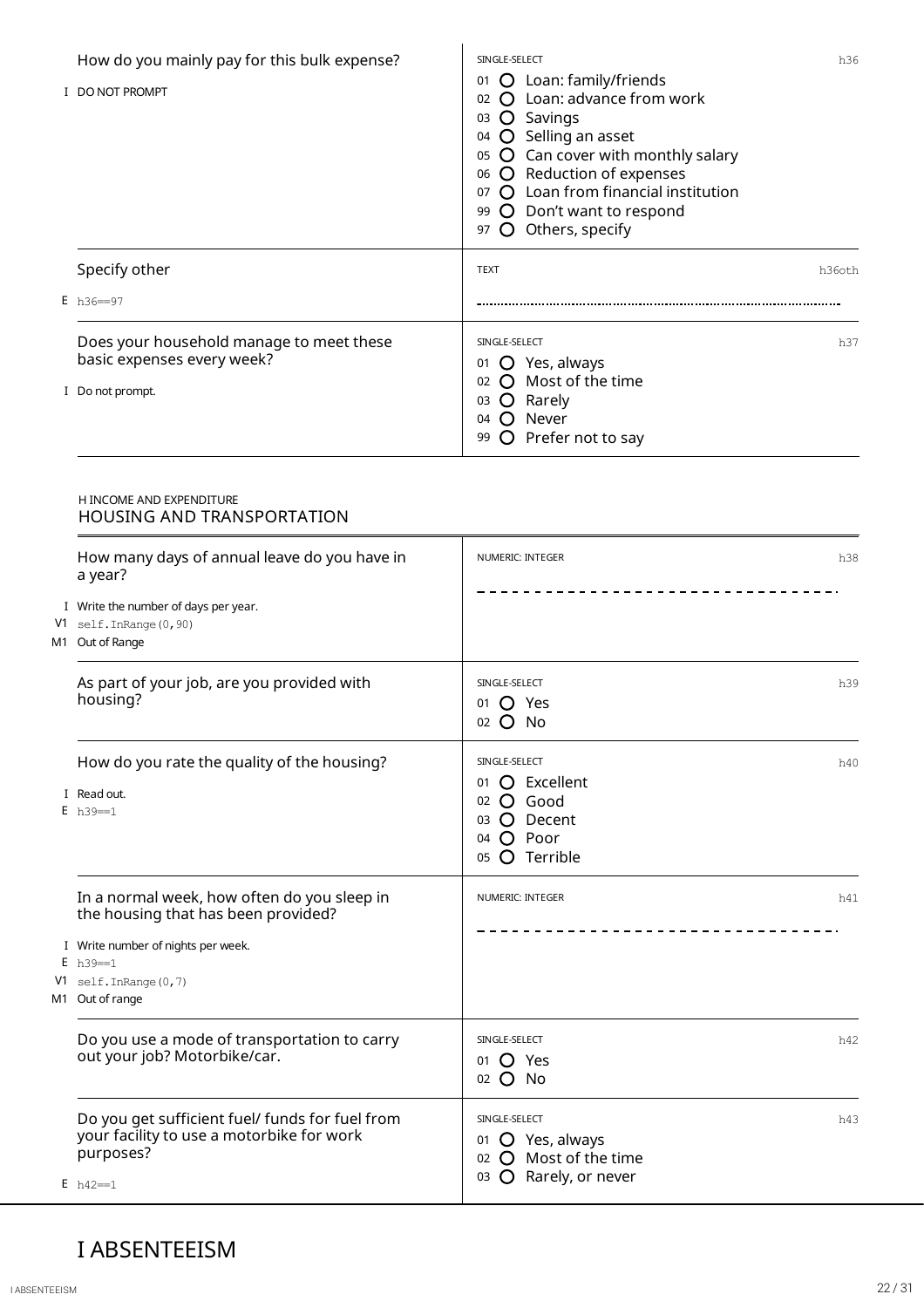How do you mainly pay for this bulk expense?

I DO NOT PROMPT

SINGLE-SELECT h36

01 ○ Loan: family/friends
02 ○ Loan: advance from work
03 ○ Savings
04 ○ Selling an asset
05 ○ Can cover with monthly salary
06 ○ Reduction of expenses
07 ○ Loan from financial institution
99 ○ Don't want to respond
97 ○ Others, specify

---

Specify other

E h36==97

TEXT h36oth

---

Does your household manage to meet these basic expenses every week?

I Do not prompt.

SINGLE-SELECT h37

01 ○ Yes, always
02 ○ Most of the time
03 ○ Rarely
04 ○ Never
99 ○ Prefer not to say

---

H INCOME AND EXPENDITURE

## HOUSING AND TRANSPORTATION

How many days of annual leave do you have in a year?

I Write the number of days per year.
V1 self.InRange(0,90)
M1 Out of Range

NUMERIC: INTEGER h38

---

As part of your job, are you provided with housing?

SINGLE-SELECT h39

01 ○ Yes
02 ○ No

---

How do you rate the quality of the housing?

I Read out.
E h39==1

SINGLE-SELECT h40

01 ○ Excellent
02 ○ Good
03 ○ Decent
04 ○ Poor
05 ○ Terrible

---

In a normal week, how often do you sleep in the housing that has been provided?

I Write number of nights per week.
E h39==1
V1 self.InRange(0,7)
M1 Out of range

NUMERIC: INTEGER h41

---

Do you use a mode of transportation to carry out your job? Motorbike/car.

SINGLE-SELECT h42

01 ○ Yes
02 ○ No

---

Do you get sufficient fuel/ funds for fuel from your facility to use a motorbike for work purposes?

E h42==1

SINGLE-SELECT h43

01 ○ Yes, always
02 ○ Most of the time
03 ○ Rarely, or never

# I ABSENTEEISM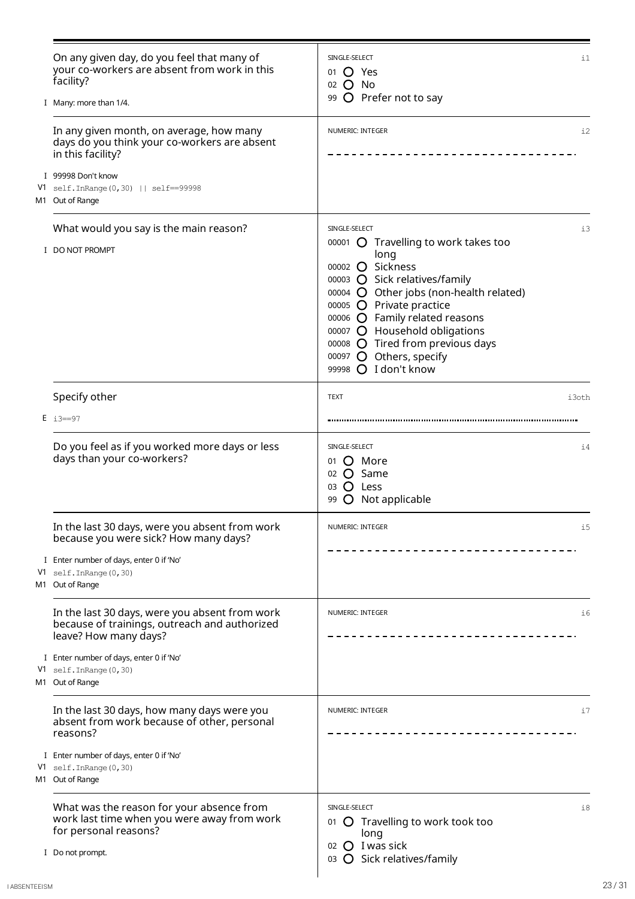| Question | Response | Variable |
|---|---|---|
| On any given day, do you feel that many of your co-workers are absent from work in this facility?<br><br>I Many: more than 1/4. | SINGLE-SELECT<br>01 ○ Yes<br>02 ○ No<br>99 ○ Prefer not to say | i1 |
| In any given month, on average, how many days do you think your co-workers are absent in this facility?<br><br>I 99998 Don't know<br>V1 `self.InRange(0,30) \|\| self==99998`<br>M1 Out of Range | NUMERIC: INTEGER<br>- - - - - - - - - - - - - - - - - - - - | i2 |
| What would you say is the main reason?<br><br>I DO NOT PROMPT | SINGLE-SELECT<br>00001 ○ Travelling to work takes too long<br>00002 ○ Sickness<br>00003 ○ Sick relatives/family<br>00004 ○ Other jobs (non-health related)<br>00005 ○ Private practice<br>00006 ○ Family related reasons<br>00007 ○ Household obligations<br>00008 ○ Tired from previous days<br>00097 ○ Others, specify<br>99998 ○ I don't know | i3 |
| Specify other<br><br>E `i3==97` | TEXT<br>........................................ | i3oth |
| Do you feel as if you worked more days or less days than your co-workers? | SINGLE-SELECT<br>01 ○ More<br>02 ○ Same<br>03 ○ Less<br>99 ○ Not applicable | i4 |
| In the last 30 days, were you absent from work because you were sick? How many days?<br><br>I Enter number of days, enter 0 if 'No'<br>V1 `self.InRange(0,30)`<br>M1 Out of Range | NUMERIC: INTEGER<br>- - - - - - - - - - - - - - - - - - - - | i5 |
| In the last 30 days, were you absent from work because of trainings, outreach and authorized leave? How many days?<br><br>I Enter number of days, enter 0 if 'No'<br>V1 `self.InRange(0,30)`<br>M1 Out of Range | NUMERIC: INTEGER<br>- - - - - - - - - - - - - - - - - - - - | i6 |
| In the last 30 days, how many days were you absent from work because of other, personal reasons?<br><br>I Enter number of days, enter 0 if 'No'<br>V1 `self.InRange(0,30)`<br>M1 Out of Range | NUMERIC: INTEGER<br>- - - - - - - - - - - - - - - - - - - - | i7 |
| What was the reason for your absence from work last time when you were away from work for personal reasons?<br><br>I Do not prompt. | SINGLE-SELECT<br>01 ○ Travelling to work took too long<br>02 ○ I was sick<br>03 ○ Sick relatives/family | i8 |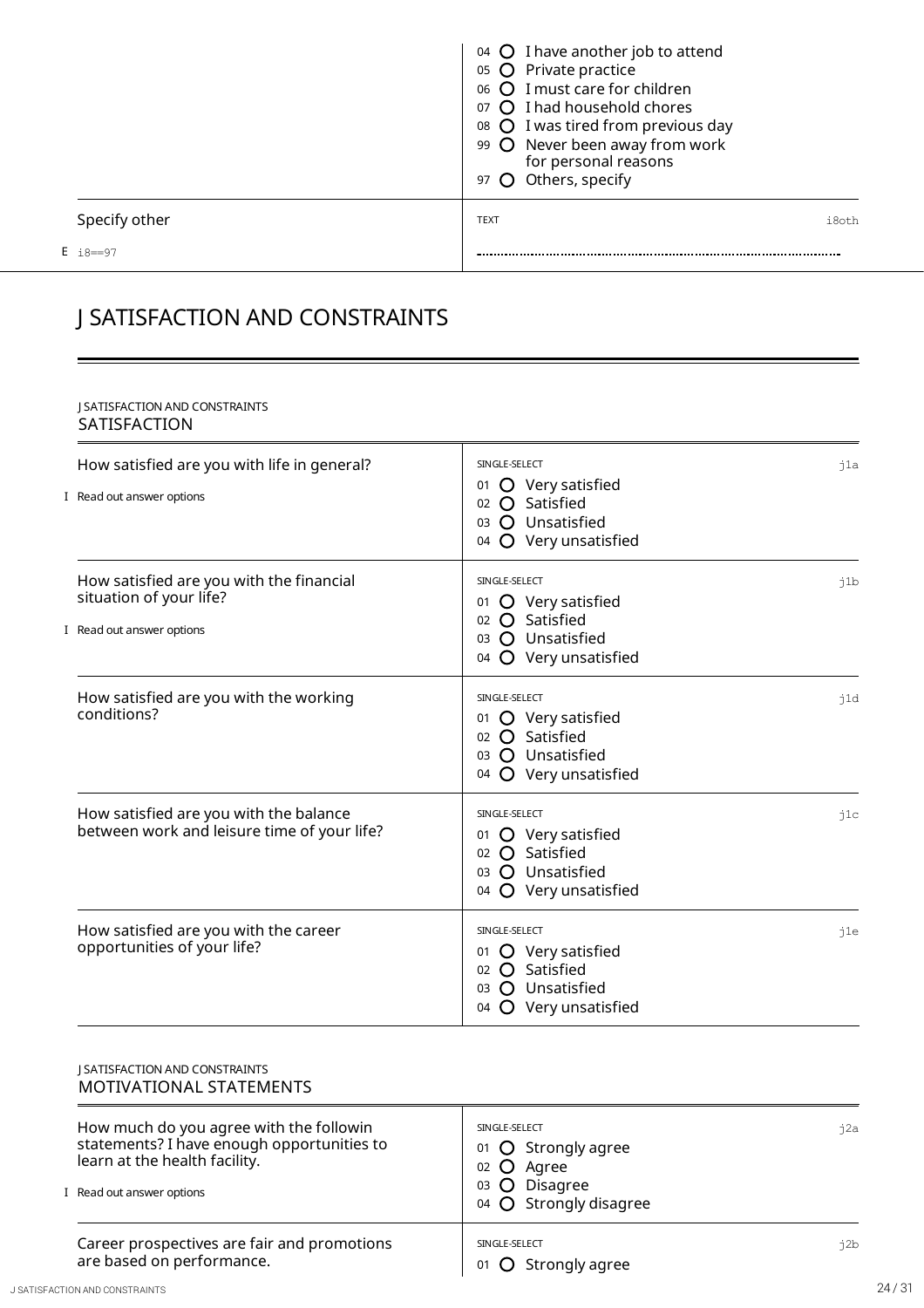| | |
|---|---|
| | 04 ○ I have another job to attend<br>05 ○ Private practice<br>06 ○ I must care for children<br>07 ○ I had household chores<br>08 ○ I was tired from previous day<br>99 ○ Never been away from work for personal reasons<br>97 ○ Others, specify |
| Specify other<br><br>E i8==97 | TEXT i8oth<br><br>........................................................................ |

# J SATISFACTION AND CONSTRAINTS

J SATISFACTION AND CONSTRAINTS
## SATISFACTION

| | |
|---|---|
| How satisfied are you with life in general?<br><br>I Read out answer options | SINGLE-SELECT j1a<br>01 ○ Very satisfied<br>02 ○ Satisfied<br>03 ○ Unsatisfied<br>04 ○ Very unsatisfied |
| How satisfied are you with the financial situation of your life?<br><br>I Read out answer options | SINGLE-SELECT j1b<br>01 ○ Very satisfied<br>02 ○ Satisfied<br>03 ○ Unsatisfied<br>04 ○ Very unsatisfied |
| How satisfied are you with the working conditions? | SINGLE-SELECT j1d<br>01 ○ Very satisfied<br>02 ○ Satisfied<br>03 ○ Unsatisfied<br>04 ○ Very unsatisfied |
| How satisfied are you with the balance between work and leisure time of your life? | SINGLE-SELECT j1c<br>01 ○ Very satisfied<br>02 ○ Satisfied<br>03 ○ Unsatisfied<br>04 ○ Very unsatisfied |
| How satisfied are you with the career opportunities of your life? | SINGLE-SELECT j1e<br>01 ○ Very satisfied<br>02 ○ Satisfied<br>03 ○ Unsatisfied<br>04 ○ Very unsatisfied |

J SATISFACTION AND CONSTRAINTS
## MOTIVATIONAL STATEMENTS

| | |
|---|---|
| How much do you agree with the followin statements? I have enough opportunities to learn at the health facility.<br><br>I Read out answer options | SINGLE-SELECT j2a<br>01 ○ Strongly agree<br>02 ○ Agree<br>03 ○ Disagree<br>04 ○ Strongly disagree |
| Career prospectives are fair and promotions are based on performance. | SINGLE-SELECT j2b<br>01 ○ Strongly agree |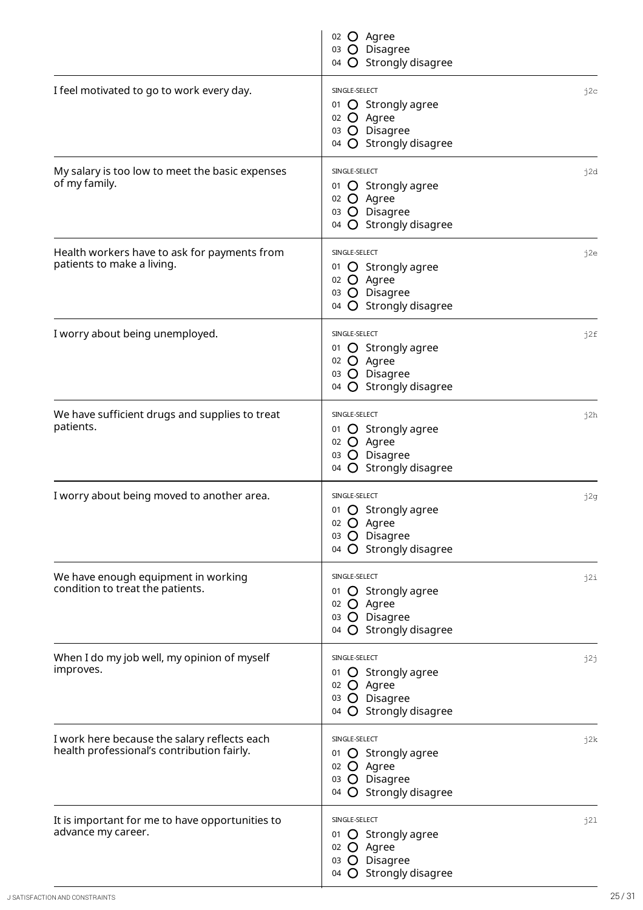| | |
|---|---|
| | 02 ○ Agree<br>03 ○ Disagree<br>04 ○ Strongly disagree |
| I feel motivated to go to work every day. | SINGLE-SELECT j2c<br>01 ○ Strongly agree<br>02 ○ Agree<br>03 ○ Disagree<br>04 ○ Strongly disagree |
| My salary is too low to meet the basic expenses of my family. | SINGLE-SELECT j2d<br>01 ○ Strongly agree<br>02 ○ Agree<br>03 ○ Disagree<br>04 ○ Strongly disagree |
| Health workers have to ask for payments from patients to make a living. | SINGLE-SELECT j2e<br>01 ○ Strongly agree<br>02 ○ Agree<br>03 ○ Disagree<br>04 ○ Strongly disagree |
| I worry about being unemployed. | SINGLE-SELECT j2f<br>01 ○ Strongly agree<br>02 ○ Agree<br>03 ○ Disagree<br>04 ○ Strongly disagree |
| We have sufficient drugs and supplies to treat patients. | SINGLE-SELECT j2h<br>01 ○ Strongly agree<br>02 ○ Agree<br>03 ○ Disagree<br>04 ○ Strongly disagree |
| I worry about being moved to another area. | SINGLE-SELECT j2g<br>01 ○ Strongly agree<br>02 ○ Agree<br>03 ○ Disagree<br>04 ○ Strongly disagree |
| We have enough equipment in working condition to treat the patients. | SINGLE-SELECT j2i<br>01 ○ Strongly agree<br>02 ○ Agree<br>03 ○ Disagree<br>04 ○ Strongly disagree |
| When I do my job well, my opinion of myself improves. | SINGLE-SELECT j2j<br>01 ○ Strongly agree<br>02 ○ Agree<br>03 ○ Disagree<br>04 ○ Strongly disagree |
| I work here because the salary reflects each health professional's contribution fairly. | SINGLE-SELECT j2k<br>01 ○ Strongly agree<br>02 ○ Agree<br>03 ○ Disagree<br>04 ○ Strongly disagree |
| It is important for me to have opportunities to advance my career. | SINGLE-SELECT j2l<br>01 ○ Strongly agree<br>02 ○ Agree<br>03 ○ Disagree<br>04 ○ Strongly disagree |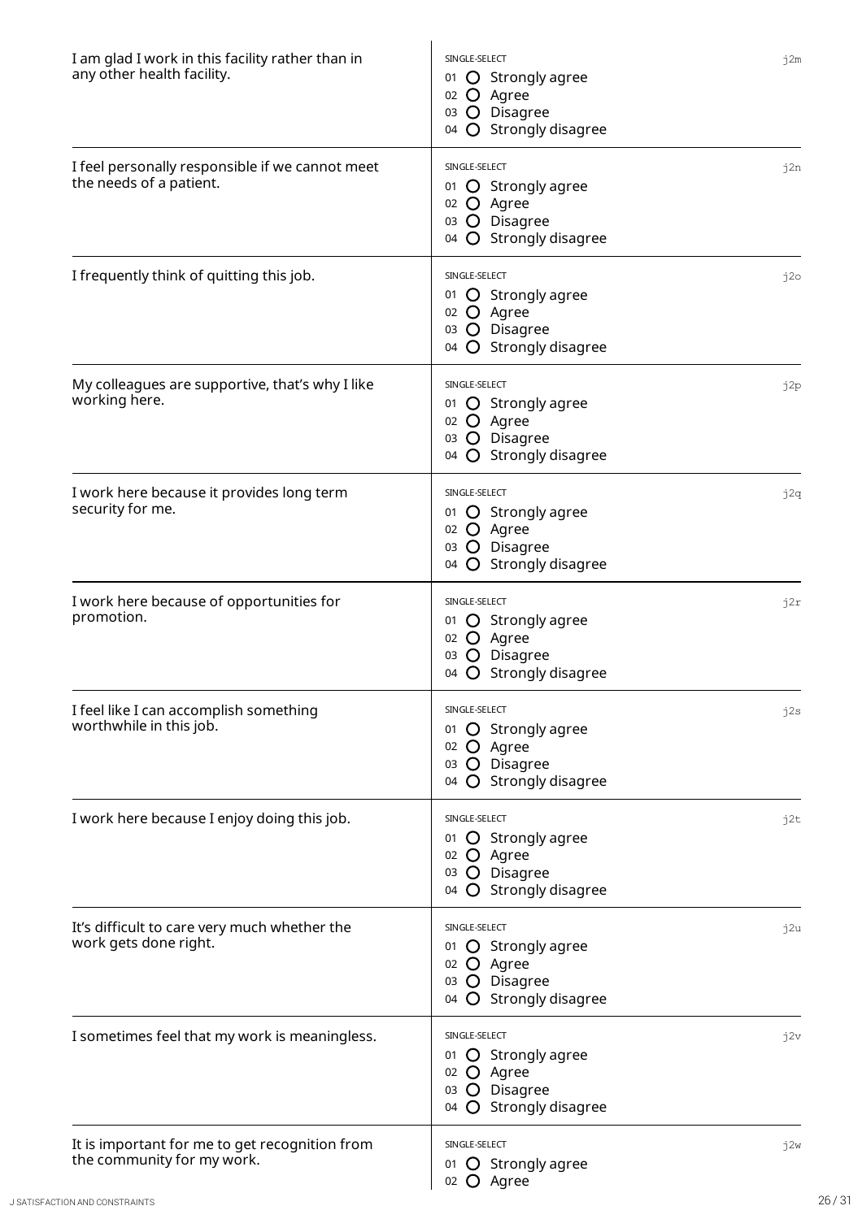| | | |
|---|---|---|
| I am glad I work in this facility rather than in any other health facility. | SINGLE-SELECT<br>01 ○ Strongly agree<br>02 ○ Agree<br>03 ○ Disagree<br>04 ○ Strongly disagree | j2m |
| I feel personally responsible if we cannot meet the needs of a patient. | SINGLE-SELECT<br>01 ○ Strongly agree<br>02 ○ Agree<br>03 ○ Disagree<br>04 ○ Strongly disagree | j2n |
| I frequently think of quitting this job. | SINGLE-SELECT<br>01 ○ Strongly agree<br>02 ○ Agree<br>03 ○ Disagree<br>04 ○ Strongly disagree | j2o |
| My colleagues are supportive, that's why I like working here. | SINGLE-SELECT<br>01 ○ Strongly agree<br>02 ○ Agree<br>03 ○ Disagree<br>04 ○ Strongly disagree | j2p |
| I work here because it provides long term security for me. | SINGLE-SELECT<br>01 ○ Strongly agree<br>02 ○ Agree<br>03 ○ Disagree<br>04 ○ Strongly disagree | j2q |
| I work here because of opportunities for promotion. | SINGLE-SELECT<br>01 ○ Strongly agree<br>02 ○ Agree<br>03 ○ Disagree<br>04 ○ Strongly disagree | j2r |
| I feel like I can accomplish something worthwhile in this job. | SINGLE-SELECT<br>01 ○ Strongly agree<br>02 ○ Agree<br>03 ○ Disagree<br>04 ○ Strongly disagree | j2s |
| I work here because I enjoy doing this job. | SINGLE-SELECT<br>01 ○ Strongly agree<br>02 ○ Agree<br>03 ○ Disagree<br>04 ○ Strongly disagree | j2t |
| It's difficult to care very much whether the work gets done right. | SINGLE-SELECT<br>01 ○ Strongly agree<br>02 ○ Agree<br>03 ○ Disagree<br>04 ○ Strongly disagree | j2u |
| I sometimes feel that my work is meaningless. | SINGLE-SELECT<br>01 ○ Strongly agree<br>02 ○ Agree<br>03 ○ Disagree<br>04 ○ Strongly disagree | j2v |
| It is important for me to get recognition from the community for my work. | SINGLE-SELECT<br>01 ○ Strongly agree<br>02 ○ Agree | j2w |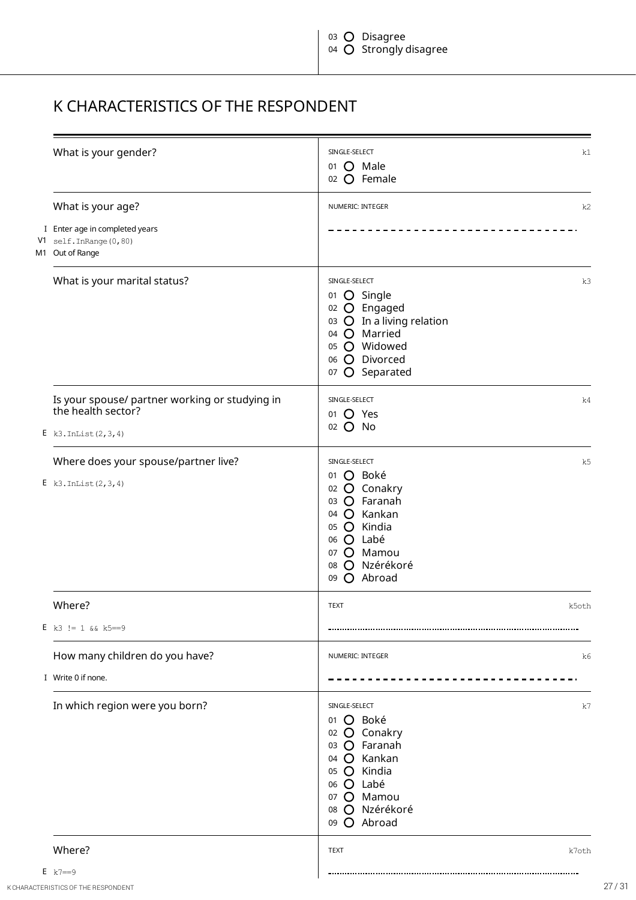03 ○ Disagree
04 ○ Strongly disagree

# K CHARACTERISTICS OF THE RESPONDENT

| | |
|---|---|
| What is your gender? | SINGLE-SELECT k1<br>01 ○ Male<br>02 ○ Female |
| What is your age?<br>I Enter age in completed years<br>V1 `self.InRange(0,80)`<br>M1 Out of Range | NUMERIC: INTEGER k2<br>_ _ _ _ _ _ _ _ _ _ _ _ _ _ _ _ |
| What is your marital status? | SINGLE-SELECT k3<br>01 ○ Single<br>02 ○ Engaged<br>03 ○ In a living relation<br>04 ○ Married<br>05 ○ Widowed<br>06 ○ Divorced<br>07 ○ Separated |
| Is your spouse/ partner working or studying in the health sector?<br>E `k3.InList(2,3,4)` | SINGLE-SELECT k4<br>01 ○ Yes<br>02 ○ No |
| Where does your spouse/partner live?<br>E `k3.InList(2,3,4)` | SINGLE-SELECT k5<br>01 ○ Boké<br>02 ○ Conakry<br>03 ○ Faranah<br>04 ○ Kankan<br>05 ○ Kindia<br>06 ○ Labé<br>07 ○ Mamou<br>08 ○ Nzérékoré<br>09 ○ Abroad |
| Where?<br>E `k3 != 1 && k5==9` | TEXT k5oth<br>.................................................... |
| How many children do you have?<br>I Write 0 if none. | NUMERIC: INTEGER k6<br>_ _ _ _ _ _ _ _ _ _ _ _ _ _ _ _ |
| In which region were you born? | SINGLE-SELECT k7<br>01 ○ Boké<br>02 ○ Conakry<br>03 ○ Faranah<br>04 ○ Kankan<br>05 ○ Kindia<br>06 ○ Labé<br>07 ○ Mamou<br>08 ○ Nzérékoré<br>09 ○ Abroad |
| Where?<br>E `k7==9` | TEXT k7oth<br>.................................................... |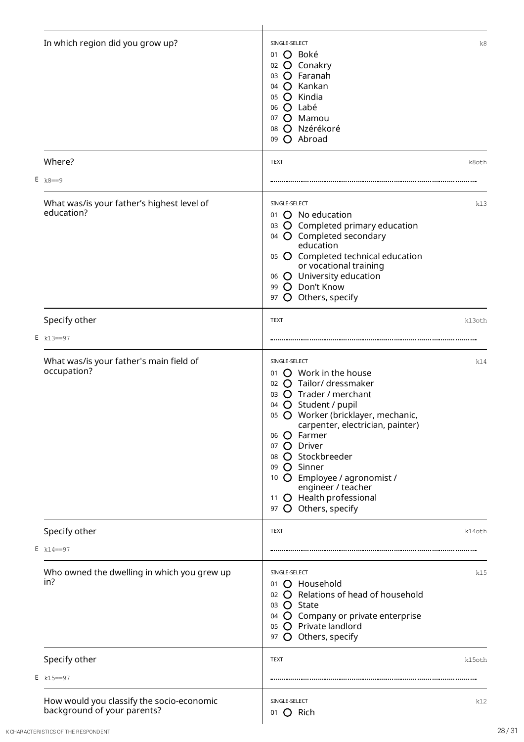| | | |
|---|---|---|
| In which region did you grow up? | SINGLE-SELECT<br>01 ○ Boké<br>02 ○ Conakry<br>03 ○ Faranah<br>04 ○ Kankan<br>05 ○ Kindia<br>06 ○ Labé<br>07 ○ Mamou<br>08 ○ Nzérékoré<br>09 ○ Abroad | k8 |
| Where?<br>E k8==9 | TEXT<br>................................................ | k8oth |
| What was/is your father's highest level of education? | SINGLE-SELECT<br>01 ○ No education<br>03 ○ Completed primary education<br>04 ○ Completed secondary education<br>05 ○ Completed technical education or vocational training<br>06 ○ University education<br>99 ○ Don't Know<br>97 ○ Others, specify | k13 |
| Specify other<br>E k13==97 | TEXT<br>................................................ | k13oth |
| What was/is your father's main field of occupation? | SINGLE-SELECT<br>01 ○ Work in the house<br>02 ○ Tailor/ dressmaker<br>03 ○ Trader / merchant<br>04 ○ Student / pupil<br>05 ○ Worker (bricklayer, mechanic, carpenter, electrician, painter)<br>06 ○ Farmer<br>07 ○ Driver<br>08 ○ Stockbreeder<br>09 ○ Sinner<br>10 ○ Employee / agronomist / engineer / teacher<br>11 ○ Health professional<br>97 ○ Others, specify | k14 |
| Specify other<br>E k14==97 | TEXT<br>................................................ | k14oth |
| Who owned the dwelling in which you grew up in? | SINGLE-SELECT<br>01 ○ Household<br>02 ○ Relations of head of household<br>03 ○ State<br>04 ○ Company or private enterprise<br>05 ○ Private landlord<br>97 ○ Others, specify | k15 |
| Specify other<br>E k15==97 | TEXT<br>................................................ | k15oth |
| How would you classify the socio-economic background of your parents? | SINGLE-SELECT<br>01 ○ Rich | k12 |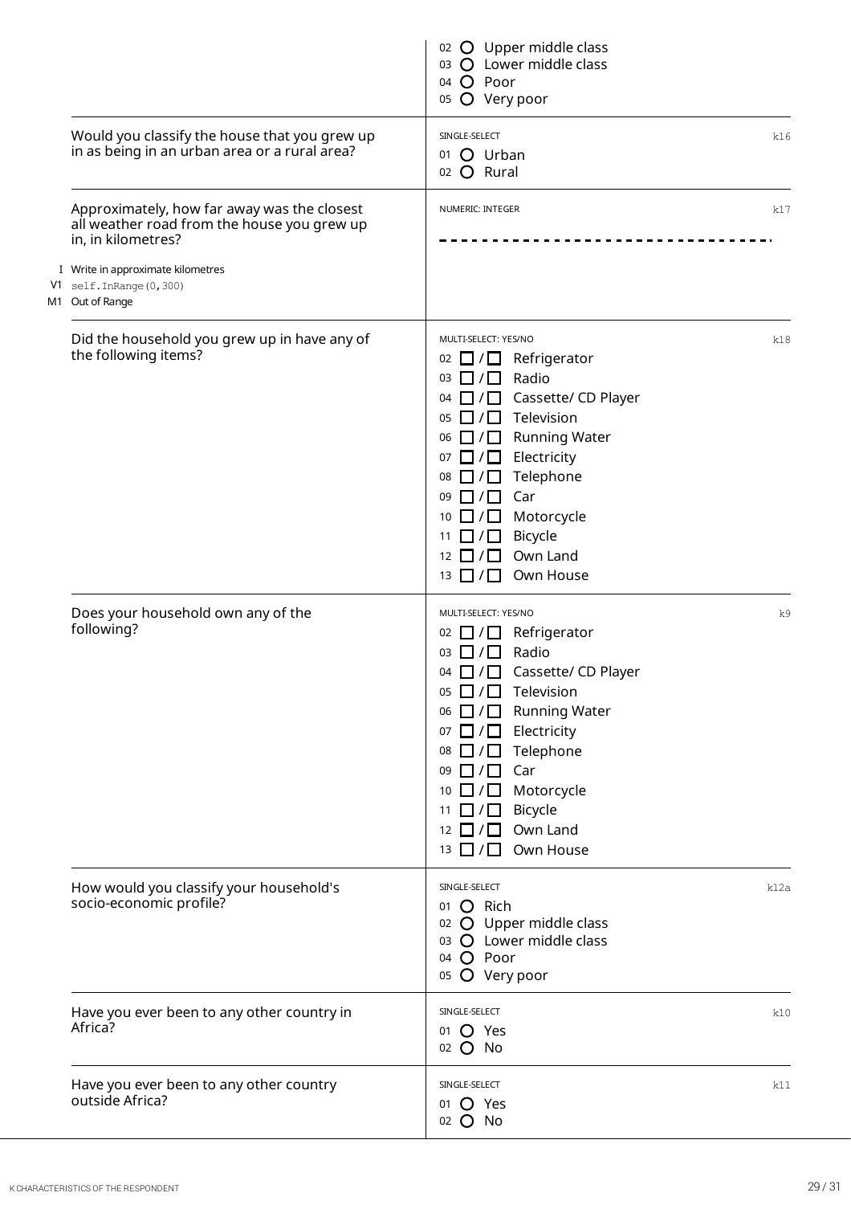| | |
|---|---|
| | 02 ○ Upper middle class<br>03 ○ Lower middle class<br>04 ○ Poor<br>05 ○ Very poor |
| Would you classify the house that you grew up in as being in an urban area or a rural area? | SINGLE-SELECT — k16<br>01 ○ Urban<br>02 ○ Rural |
| Approximately, how far away was the closest all weather road from the house you grew up in, in kilometres?<br>I Write in approximate kilometres<br>V1 `self.InRange(0,300)`<br>M1 Out of Range | NUMERIC: INTEGER — k17<br>________________________________ |
| Did the household you grew up in have any of the following items? | MULTI-SELECT: YES/NO — k18<br>02 ☐ / ☐ Refrigerator<br>03 ☐ / ☐ Radio<br>04 ☐ / ☐ Cassette/ CD Player<br>05 ☐ / ☐ Television<br>06 ☐ / ☐ Running Water<br>07 ☐ / ☐ Electricity<br>08 ☐ / ☐ Telephone<br>09 ☐ / ☐ Car<br>10 ☐ / ☐ Motorcycle<br>11 ☐ / ☐ Bicycle<br>12 ☐ / ☐ Own Land<br>13 ☐ / ☐ Own House |
| Does your household own any of the following? | MULTI-SELECT: YES/NO — k9<br>02 ☐ / ☐ Refrigerator<br>03 ☐ / ☐ Radio<br>04 ☐ / ☐ Cassette/ CD Player<br>05 ☐ / ☐ Television<br>06 ☐ / ☐ Running Water<br>07 ☐ / ☐ Electricity<br>08 ☐ / ☐ Telephone<br>09 ☐ / ☐ Car<br>10 ☐ / ☐ Motorcycle<br>11 ☐ / ☐ Bicycle<br>12 ☐ / ☐ Own Land<br>13 ☐ / ☐ Own House |
| How would you classify your household's socio-economic profile? | SINGLE-SELECT — k12a<br>01 ○ Rich<br>02 ○ Upper middle class<br>03 ○ Lower middle class<br>04 ○ Poor<br>05 ○ Very poor |
| Have you ever been to any other country in Africa? | SINGLE-SELECT — k10<br>01 ○ Yes<br>02 ○ No |
| Have you ever been to any other country outside Africa? | SINGLE-SELECT — k11<br>01 ○ Yes<br>02 ○ No |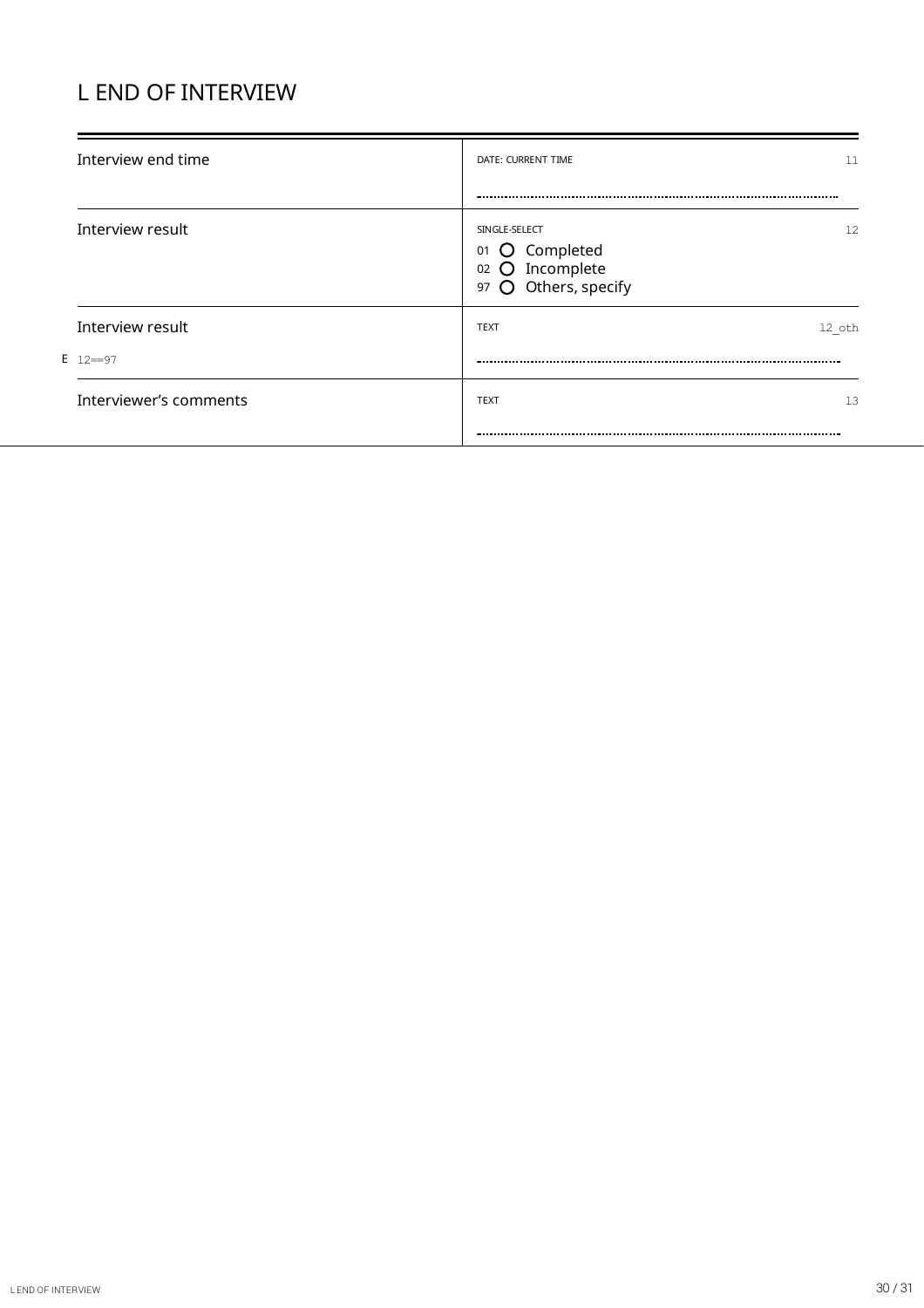# L END OF INTERVIEW

| | | |
|---|---|---|
| Interview end time | DATE: CURRENT TIME<br>.................................................... | l1 |
| Interview result | SINGLE-SELECT<br>01 ○ Completed<br>02 ○ Incomplete<br>97 ○ Others, specify | l2 |
| Interview result<br>E l2==97 | TEXT<br>.................................................... | l2_oth |
| Interviewer's comments | TEXT<br>.................................................... | l3 |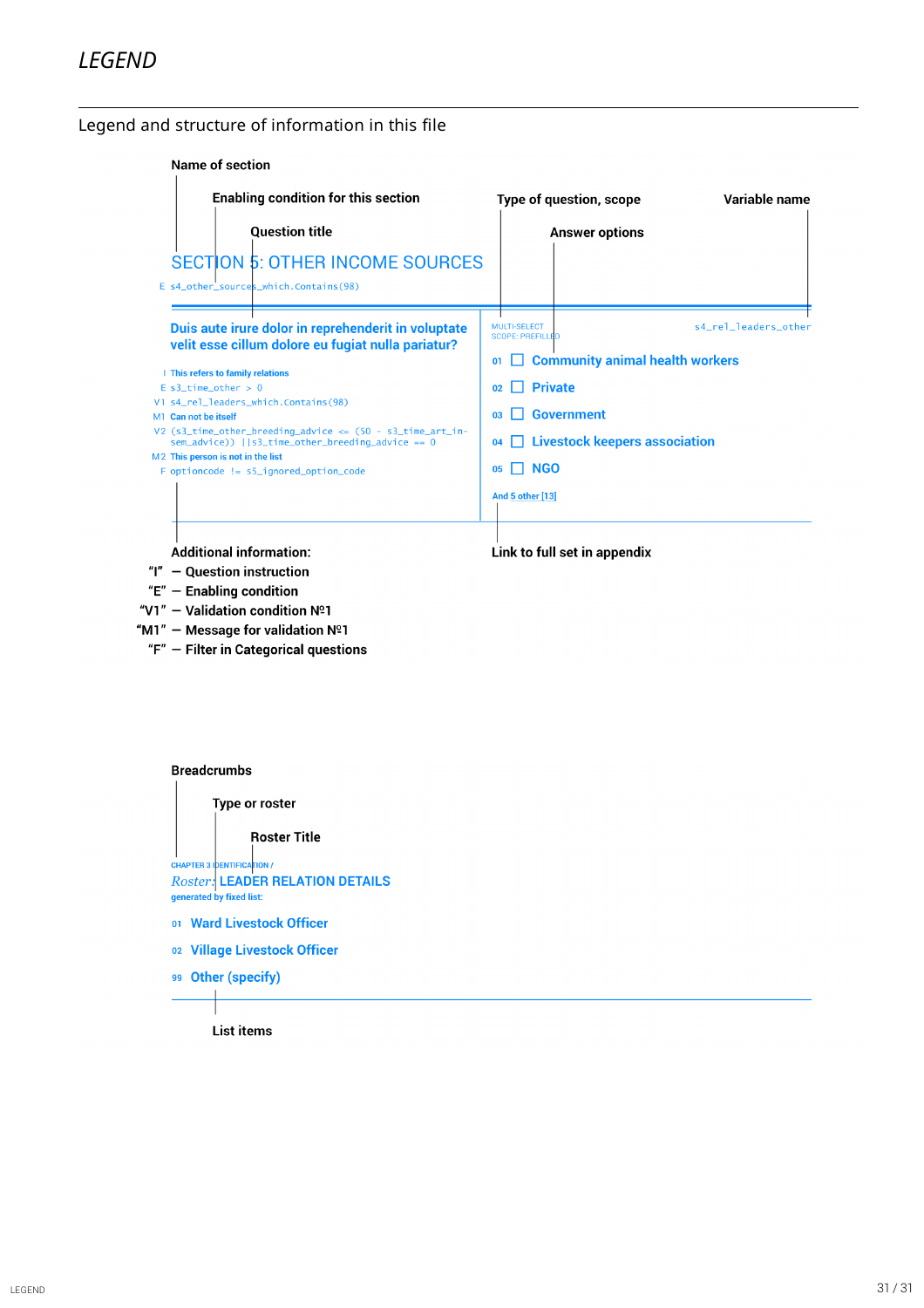# LEGEND

Legend and structure of information in this file

Name of section

Enabling condition for this section

Type of question, scope

Variable name

Question title

Answer options

## SECTION 5: OTHER INCOME SOURCES

E s4_other_sources_which.Contains(98)

**Duis aute irure dolor in reprehenderit in voluptate velit esse cillum dolore eu fugiat nulla pariatur?**

I This refers to family relations
E s3_time_other > 0
V1 s4_rel_leaders_which.Contains(98)
M1 Can not be itself
V2 (s3_time_other_breeding_advice <= (50 - s3_time_art_insem_advice)) ||s3_time_other_breeding_advice == 0
M2 This person is not in the list
F optioncode != s5_ignored_option_code

MULTI-SELECT
SCOPE: PREFILLED

s4_rel_leaders_other

01 ☐ Community animal health workers
02 ☐ Private
03 ☐ Government
04 ☐ Livestock keepers association
05 ☐ NGO

And 5 other [13]

Additional information:
"I" — Question instruction
"E" — Enabling condition
"V1" — Validation condition №1
"M1" — Message for validation №1
"F" — Filter in Categorical questions

Link to full set in appendix

Breadcrumbs

Type or roster

Roster Title

CHAPTER 3 IDENTIFICATION /

*Roster:* LEADER RELATION DETAILS

generated by fixed list:

01 Ward Livestock Officer
02 Village Livestock Officer
99 Other (specify)

List items